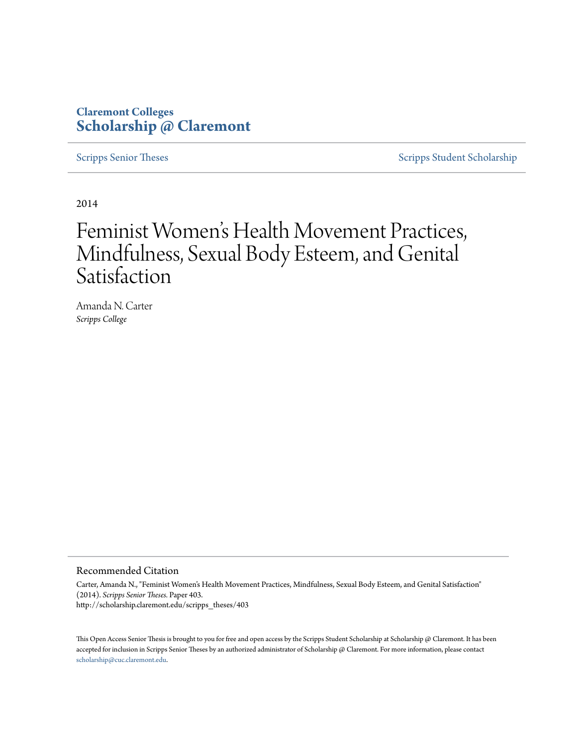Claremont Colleges
**Scholarship @ Claremont**

Scripps Senior Theses | Scripps Student Scholarship

2014

# Feminist Women's Health Movement Practices, Mindfulness, Sexual Body Esteem, and Genital Satisfaction

Amanda N. Carter
*Scripps College*

## Recommended Citation

Carter, Amanda N., "Feminist Women's Health Movement Practices, Mindfulness, Sexual Body Esteem, and Genital Satisfaction" (2014). *Scripps Senior Theses.* Paper 403.
http://scholarship.claremont.edu/scripps_theses/403

This Open Access Senior Thesis is brought to you for free and open access by the Scripps Student Scholarship at Scholarship @ Claremont. It has been accepted for inclusion in Scripps Senior Theses by an authorized administrator of Scholarship @ Claremont. For more information, please contact scholarship@cuc.claremont.edu.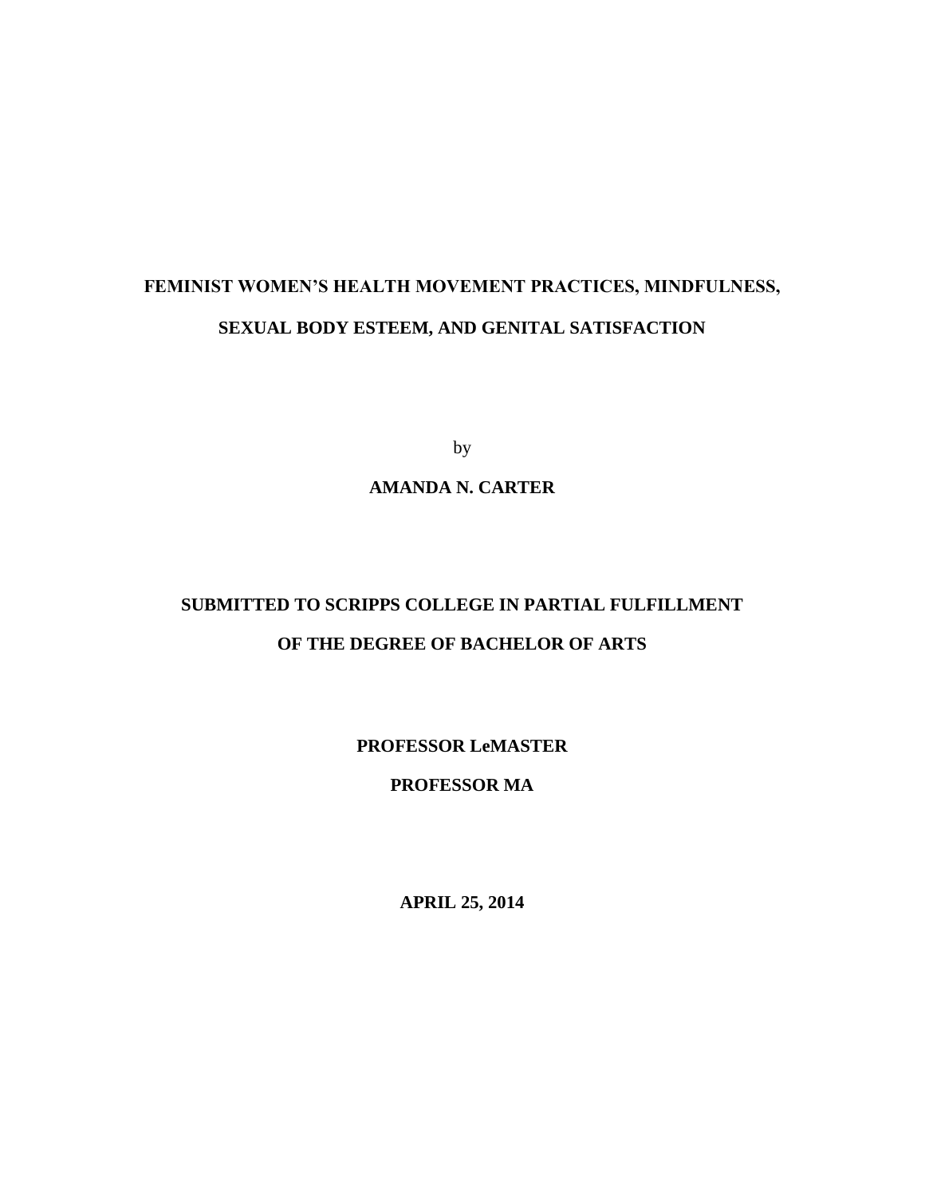# FEMINIST WOMEN'S HEALTH MOVEMENT PRACTICES, MINDFULNESS, SEXUAL BODY ESTEEM, AND GENITAL SATISFACTION

by

**AMANDA N. CARTER**

**SUBMITTED TO SCRIPPS COLLEGE IN PARTIAL FULFILLMENT OF THE DEGREE OF BACHELOR OF ARTS**

**PROFESSOR LeMASTER**

**PROFESSOR MA**

**APRIL 25, 2014**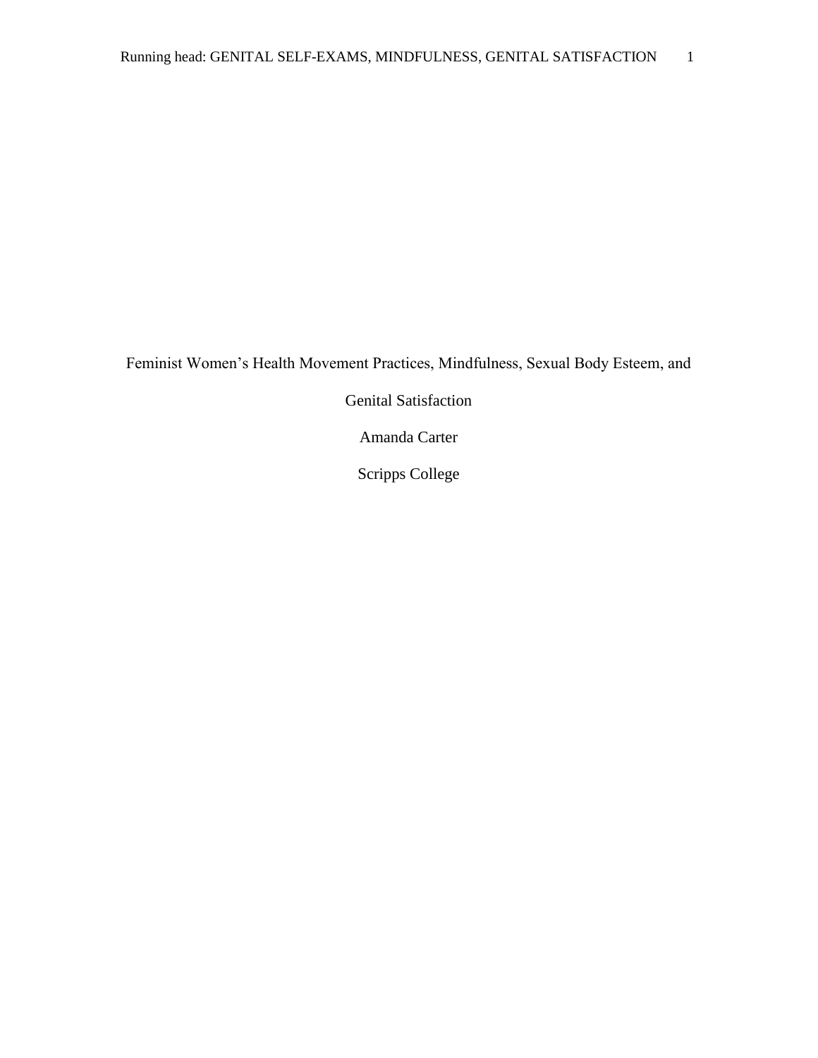# Feminist Women's Health Movement Practices, Mindfulness, Sexual Body Esteem, and Genital Satisfaction

Amanda Carter

Scripps College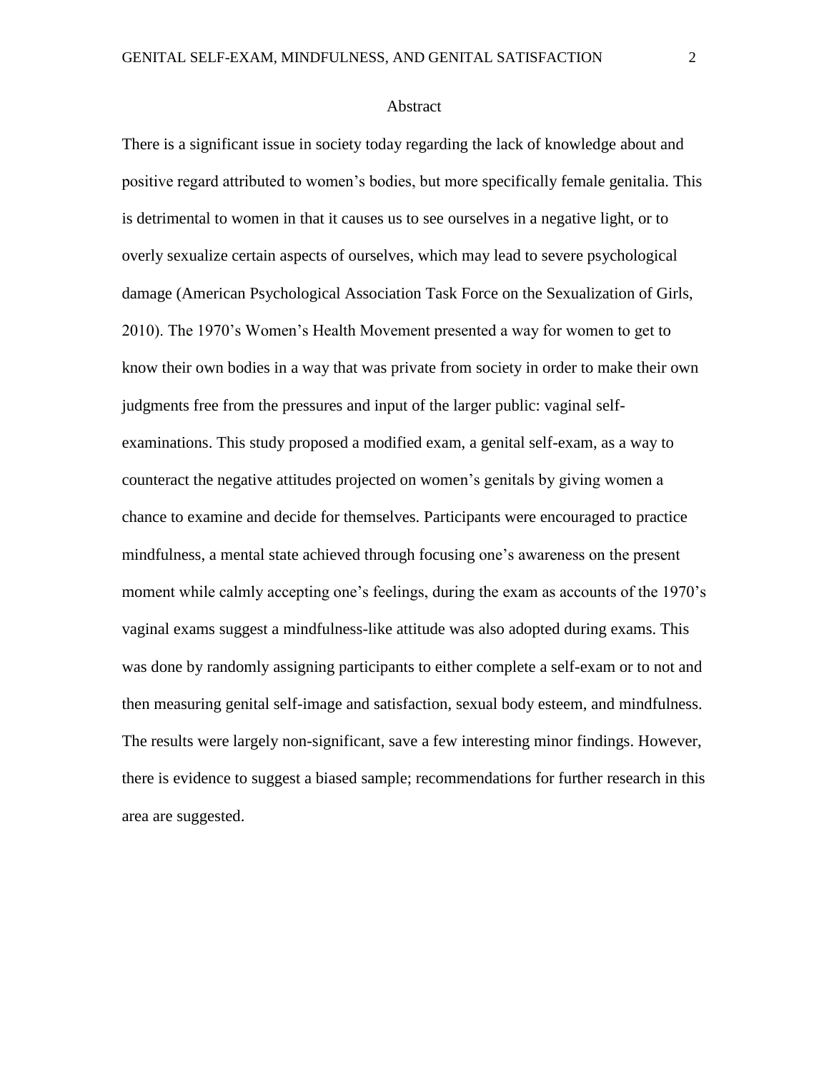# Abstract

There is a significant issue in society today regarding the lack of knowledge about and positive regard attributed to women's bodies, but more specifically female genitalia. This is detrimental to women in that it causes us to see ourselves in a negative light, or to overly sexualize certain aspects of ourselves, which may lead to severe psychological damage (American Psychological Association Task Force on the Sexualization of Girls, 2010). The 1970's Women's Health Movement presented a way for women to get to know their own bodies in a way that was private from society in order to make their own judgments free from the pressures and input of the larger public: vaginal self-examinations. This study proposed a modified exam, a genital self-exam, as a way to counteract the negative attitudes projected on women's genitals by giving women a chance to examine and decide for themselves. Participants were encouraged to practice mindfulness, a mental state achieved through focusing one's awareness on the present moment while calmly accepting one's feelings, during the exam as accounts of the 1970's vaginal exams suggest a mindfulness-like attitude was also adopted during exams. This was done by randomly assigning participants to either complete a self-exam or to not and then measuring genital self-image and satisfaction, sexual body esteem, and mindfulness. The results were largely non-significant, save a few interesting minor findings. However, there is evidence to suggest a biased sample; recommendations for further research in this area are suggested.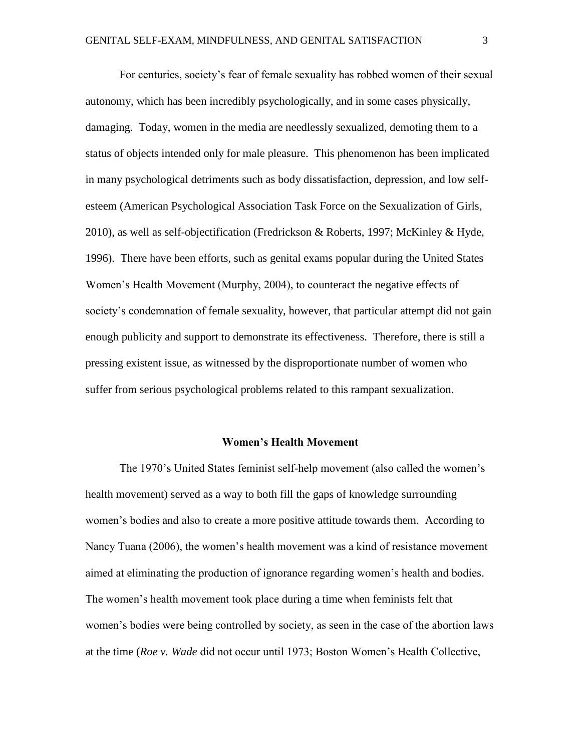For centuries, society's fear of female sexuality has robbed women of their sexual autonomy, which has been incredibly psychologically, and in some cases physically, damaging. Today, women in the media are needlessly sexualized, demoting them to a status of objects intended only for male pleasure. This phenomenon has been implicated in many psychological detriments such as body dissatisfaction, depression, and low self-esteem (American Psychological Association Task Force on the Sexualization of Girls, 2010), as well as self-objectification (Fredrickson & Roberts, 1997; McKinley & Hyde, 1996). There have been efforts, such as genital exams popular during the United States Women's Health Movement (Murphy, 2004), to counteract the negative effects of society's condemnation of female sexuality, however, that particular attempt did not gain enough publicity and support to demonstrate its effectiveness. Therefore, there is still a pressing existent issue, as witnessed by the disproportionate number of women who suffer from serious psychological problems related to this rampant sexualization.

## Women's Health Movement

The 1970's United States feminist self-help movement (also called the women's health movement) served as a way to both fill the gaps of knowledge surrounding women's bodies and also to create a more positive attitude towards them. According to Nancy Tuana (2006), the women's health movement was a kind of resistance movement aimed at eliminating the production of ignorance regarding women's health and bodies. The women's health movement took place during a time when feminists felt that women's bodies were being controlled by society, as seen in the case of the abortion laws at the time (*Roe v. Wade* did not occur until 1973; Boston Women's Health Collective,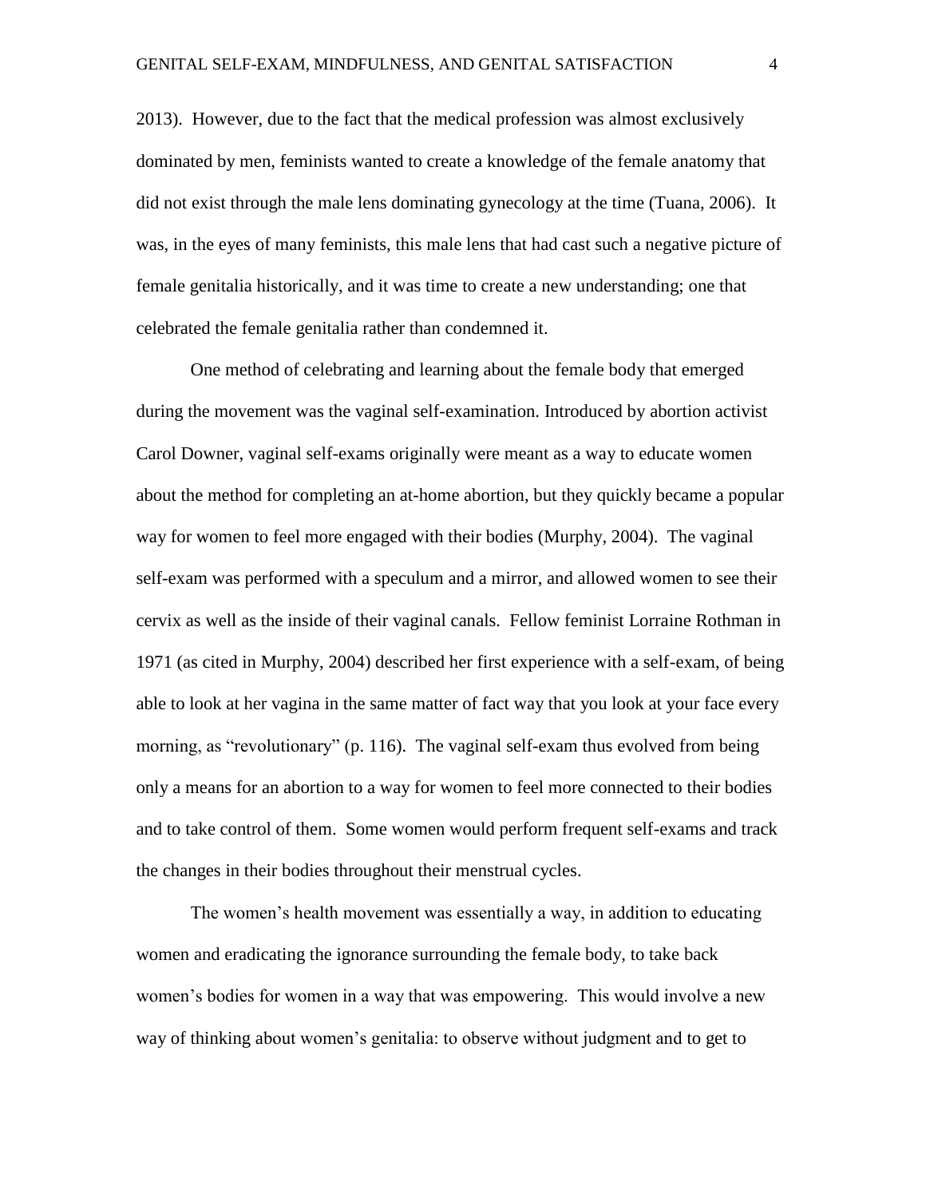2013). However, due to the fact that the medical profession was almost exclusively dominated by men, feminists wanted to create a knowledge of the female anatomy that did not exist through the male lens dominating gynecology at the time (Tuana, 2006). It was, in the eyes of many feminists, this male lens that had cast such a negative picture of female genitalia historically, and it was time to create a new understanding; one that celebrated the female genitalia rather than condemned it.

One method of celebrating and learning about the female body that emerged during the movement was the vaginal self-examination. Introduced by abortion activist Carol Downer, vaginal self-exams originally were meant as a way to educate women about the method for completing an at-home abortion, but they quickly became a popular way for women to feel more engaged with their bodies (Murphy, 2004). The vaginal self-exam was performed with a speculum and a mirror, and allowed women to see their cervix as well as the inside of their vaginal canals. Fellow feminist Lorraine Rothman in 1971 (as cited in Murphy, 2004) described her first experience with a self-exam, of being able to look at her vagina in the same matter of fact way that you look at your face every morning, as "revolutionary" (p. 116). The vaginal self-exam thus evolved from being only a means for an abortion to a way for women to feel more connected to their bodies and to take control of them. Some women would perform frequent self-exams and track the changes in their bodies throughout their menstrual cycles.

The women's health movement was essentially a way, in addition to educating women and eradicating the ignorance surrounding the female body, to take back women's bodies for women in a way that was empowering. This would involve a new way of thinking about women's genitalia: to observe without judgment and to get to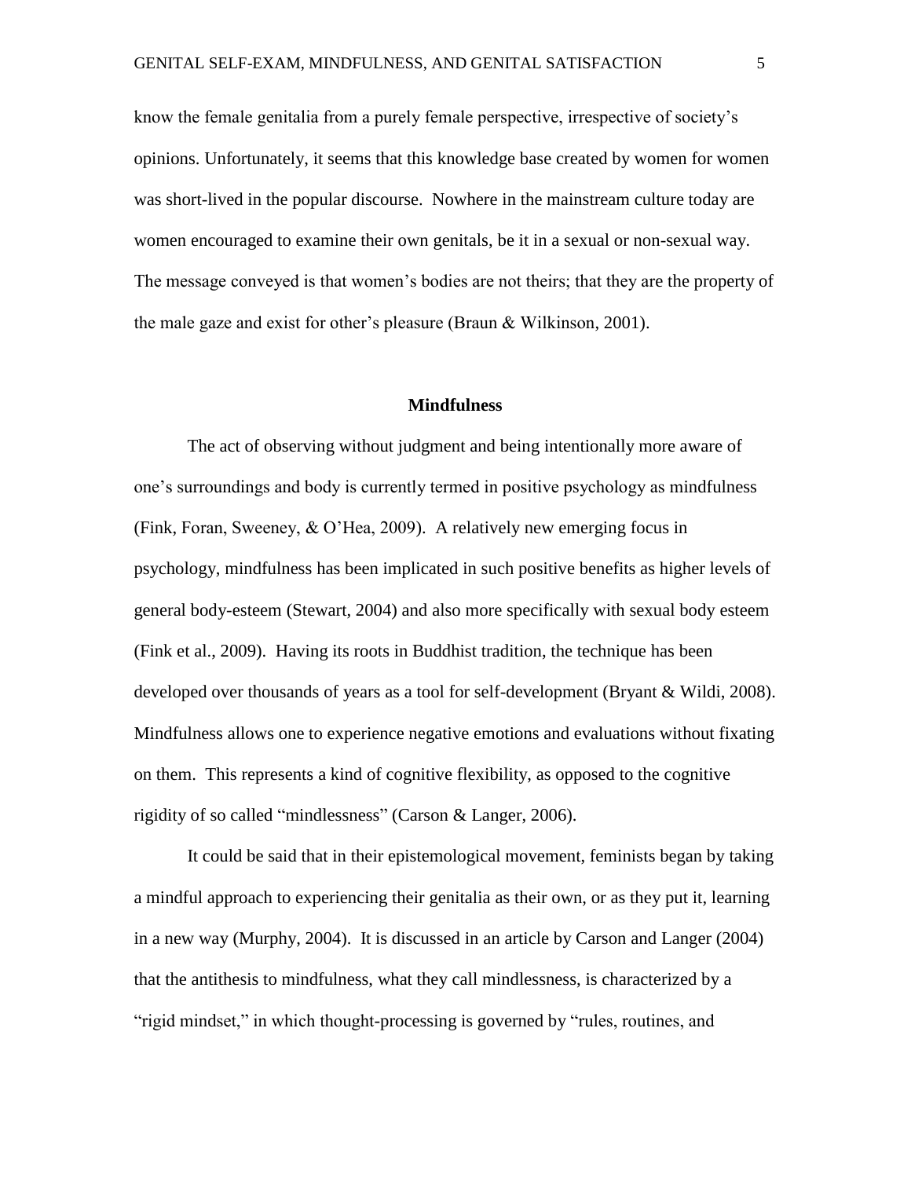know the female genitalia from a purely female perspective, irrespective of society's opinions. Unfortunately, it seems that this knowledge base created by women for women was short-lived in the popular discourse. Nowhere in the mainstream culture today are women encouraged to examine their own genitals, be it in a sexual or non-sexual way. The message conveyed is that women's bodies are not theirs; that they are the property of the male gaze and exist for other's pleasure (Braun & Wilkinson, 2001).

## Mindfulness

The act of observing without judgment and being intentionally more aware of one's surroundings and body is currently termed in positive psychology as mindfulness (Fink, Foran, Sweeney, & O'Hea, 2009). A relatively new emerging focus in psychology, mindfulness has been implicated in such positive benefits as higher levels of general body-esteem (Stewart, 2004) and also more specifically with sexual body esteem (Fink et al., 2009). Having its roots in Buddhist tradition, the technique has been developed over thousands of years as a tool for self-development (Bryant & Wildi, 2008). Mindfulness allows one to experience negative emotions and evaluations without fixating on them. This represents a kind of cognitive flexibility, as opposed to the cognitive rigidity of so called "mindlessness" (Carson & Langer, 2006).

It could be said that in their epistemological movement, feminists began by taking a mindful approach to experiencing their genitalia as their own, or as they put it, learning in a new way (Murphy, 2004). It is discussed in an article by Carson and Langer (2004) that the antithesis to mindfulness, what they call mindlessness, is characterized by a "rigid mindset," in which thought-processing is governed by "rules, routines, and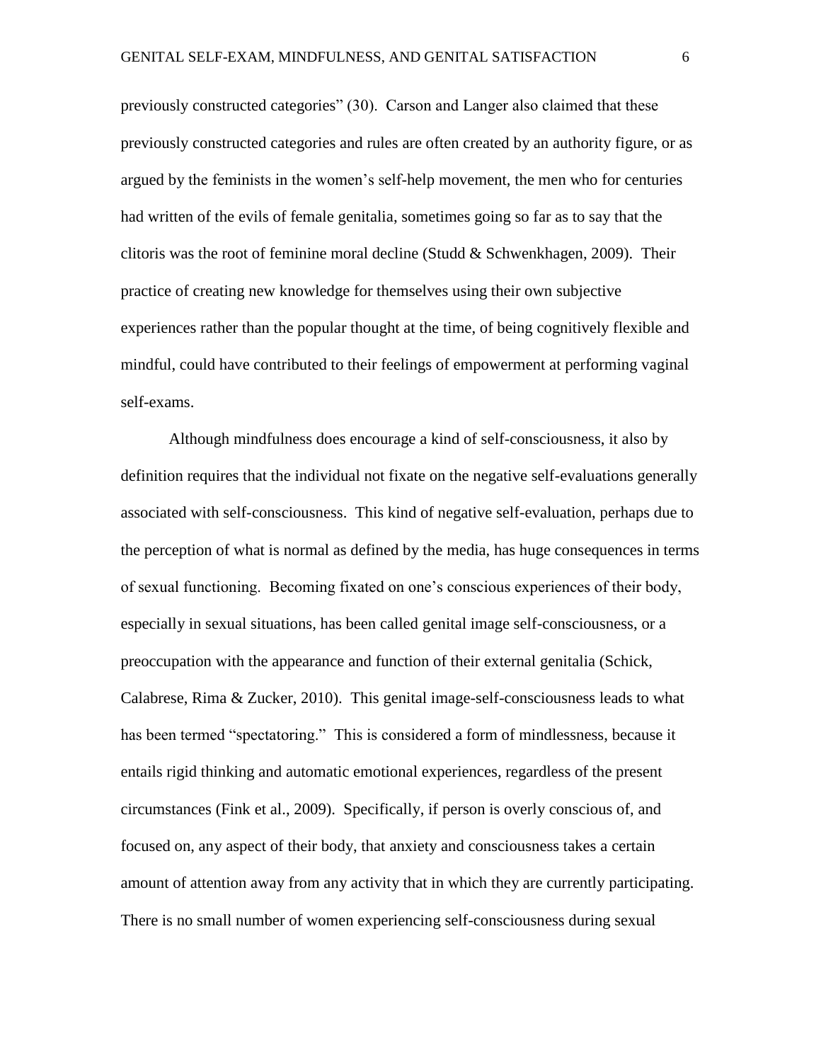previously constructed categories" (30). Carson and Langer also claimed that these previously constructed categories and rules are often created by an authority figure, or as argued by the feminists in the women's self-help movement, the men who for centuries had written of the evils of female genitalia, sometimes going so far as to say that the clitoris was the root of feminine moral decline (Studd & Schwenkhagen, 2009). Their practice of creating new knowledge for themselves using their own subjective experiences rather than the popular thought at the time, of being cognitively flexible and mindful, could have contributed to their feelings of empowerment at performing vaginal self-exams.

Although mindfulness does encourage a kind of self-consciousness, it also by definition requires that the individual not fixate on the negative self-evaluations generally associated with self-consciousness. This kind of negative self-evaluation, perhaps due to the perception of what is normal as defined by the media, has huge consequences in terms of sexual functioning. Becoming fixated on one's conscious experiences of their body, especially in sexual situations, has been called genital image self-consciousness, or a preoccupation with the appearance and function of their external genitalia (Schick, Calabrese, Rima & Zucker, 2010). This genital image-self-consciousness leads to what has been termed "spectatoring." This is considered a form of mindlessness, because it entails rigid thinking and automatic emotional experiences, regardless of the present circumstances (Fink et al., 2009). Specifically, if person is overly conscious of, and focused on, any aspect of their body, that anxiety and consciousness takes a certain amount of attention away from any activity that in which they are currently participating. There is no small number of women experiencing self-consciousness during sexual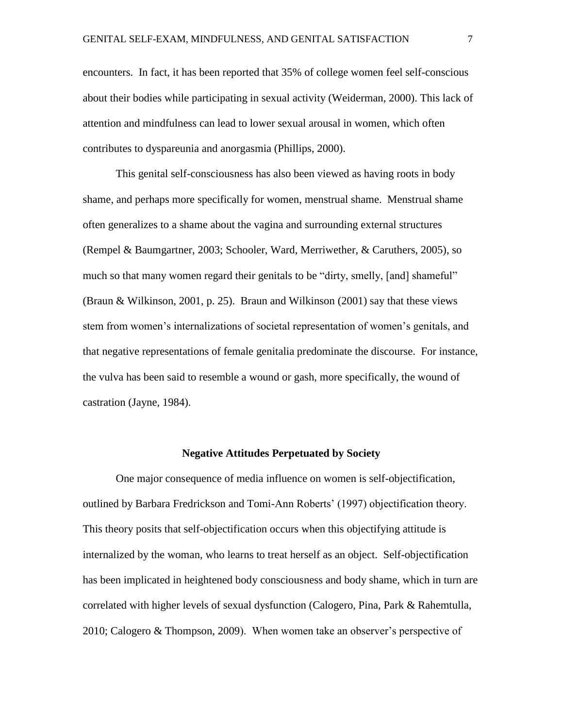encounters. In fact, it has been reported that 35% of college women feel self-conscious about their bodies while participating in sexual activity (Weiderman, 2000). This lack of attention and mindfulness can lead to lower sexual arousal in women, which often contributes to dyspareunia and anorgasmia (Phillips, 2000).

This genital self-consciousness has also been viewed as having roots in body shame, and perhaps more specifically for women, menstrual shame. Menstrual shame often generalizes to a shame about the vagina and surrounding external structures (Rempel & Baumgartner, 2003; Schooler, Ward, Merriwether, & Caruthers, 2005), so much so that many women regard their genitals to be "dirty, smelly, [and] shameful" (Braun & Wilkinson, 2001, p. 25). Braun and Wilkinson (2001) say that these views stem from women's internalizations of societal representation of women's genitals, and that negative representations of female genitalia predominate the discourse. For instance, the vulva has been said to resemble a wound or gash, more specifically, the wound of castration (Jayne, 1984).

## Negative Attitudes Perpetuated by Society

One major consequence of media influence on women is self-objectification, outlined by Barbara Fredrickson and Tomi-Ann Roberts' (1997) objectification theory. This theory posits that self-objectification occurs when this objectifying attitude is internalized by the woman, who learns to treat herself as an object. Self-objectification has been implicated in heightened body consciousness and body shame, which in turn are correlated with higher levels of sexual dysfunction (Calogero, Pina, Park & Rahemtulla, 2010; Calogero & Thompson, 2009). When women take an observer's perspective of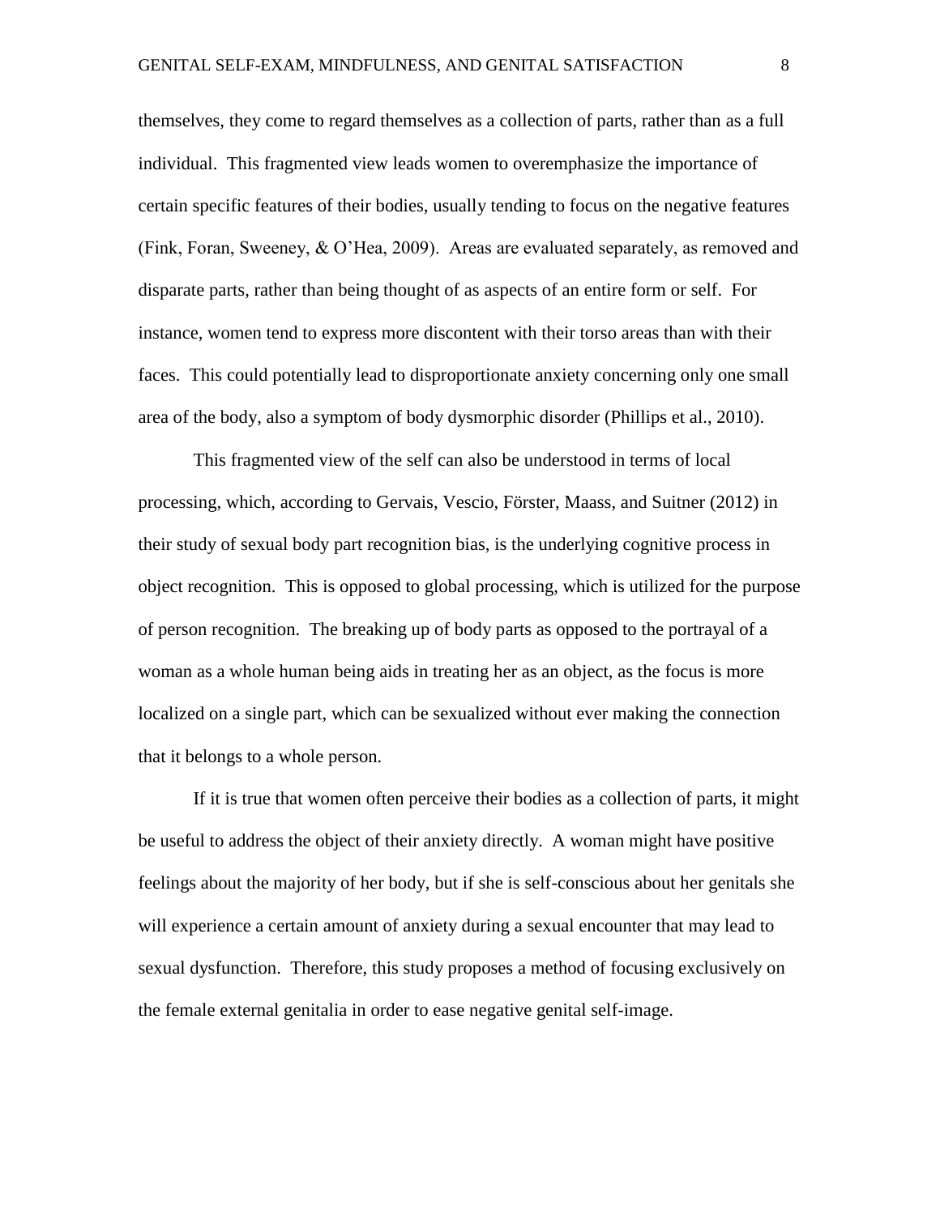themselves, they come to regard themselves as a collection of parts, rather than as a full individual. This fragmented view leads women to overemphasize the importance of certain specific features of their bodies, usually tending to focus on the negative features (Fink, Foran, Sweeney, & O'Hea, 2009). Areas are evaluated separately, as removed and disparate parts, rather than being thought of as aspects of an entire form or self. For instance, women tend to express more discontent with their torso areas than with their faces. This could potentially lead to disproportionate anxiety concerning only one small area of the body, also a symptom of body dysmorphic disorder (Phillips et al., 2010).

This fragmented view of the self can also be understood in terms of local processing, which, according to Gervais, Vescio, Förster, Maass, and Suitner (2012) in their study of sexual body part recognition bias, is the underlying cognitive process in object recognition. This is opposed to global processing, which is utilized for the purpose of person recognition. The breaking up of body parts as opposed to the portrayal of a woman as a whole human being aids in treating her as an object, as the focus is more localized on a single part, which can be sexualized without ever making the connection that it belongs to a whole person.

If it is true that women often perceive their bodies as a collection of parts, it might be useful to address the object of their anxiety directly. A woman might have positive feelings about the majority of her body, but if she is self-conscious about her genitals she will experience a certain amount of anxiety during a sexual encounter that may lead to sexual dysfunction. Therefore, this study proposes a method of focusing exclusively on the female external genitalia in order to ease negative genital self-image.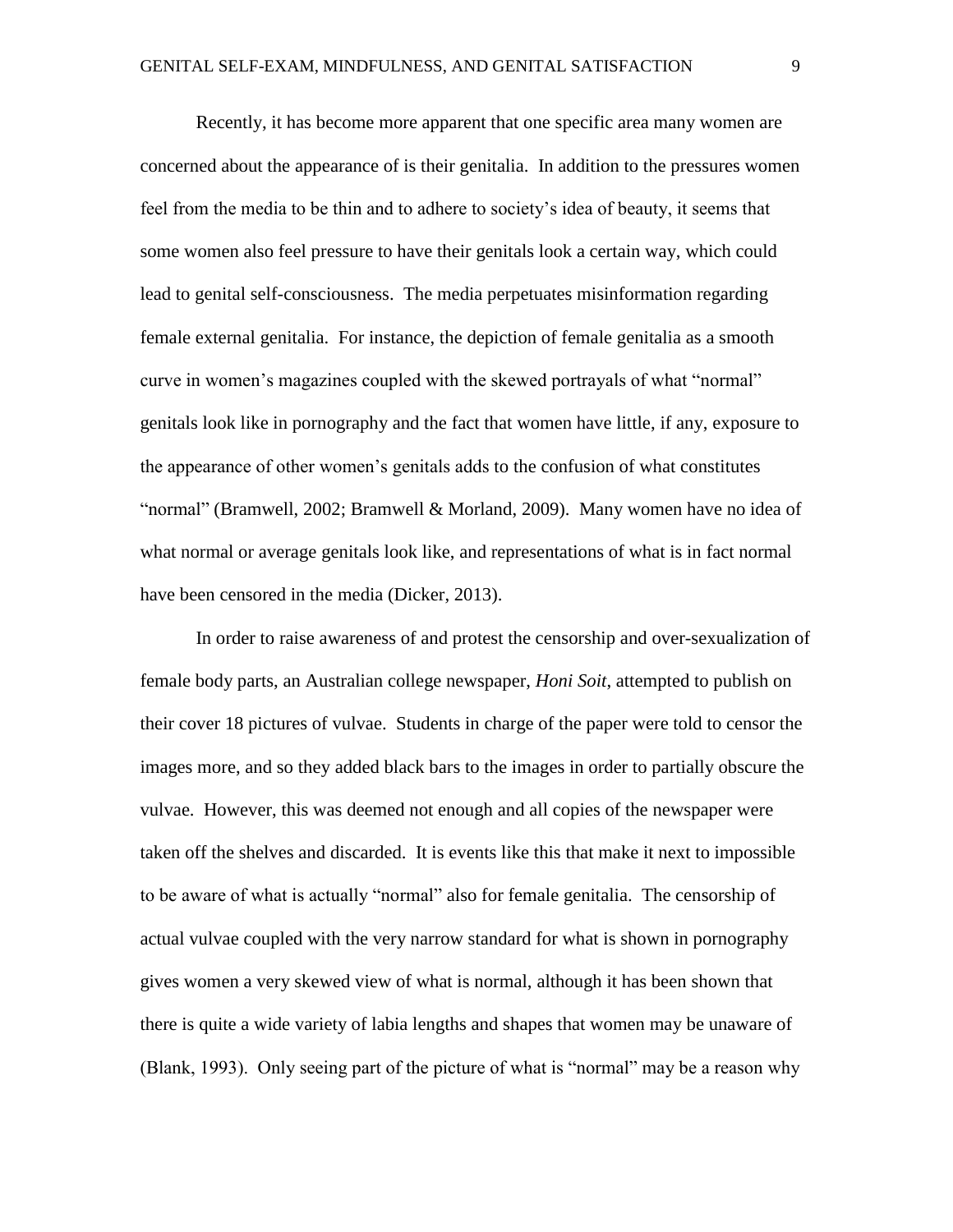Recently, it has become more apparent that one specific area many women are concerned about the appearance of is their genitalia. In addition to the pressures women feel from the media to be thin and to adhere to society's idea of beauty, it seems that some women also feel pressure to have their genitals look a certain way, which could lead to genital self-consciousness. The media perpetuates misinformation regarding female external genitalia. For instance, the depiction of female genitalia as a smooth curve in women's magazines coupled with the skewed portrayals of what "normal" genitals look like in pornography and the fact that women have little, if any, exposure to the appearance of other women's genitals adds to the confusion of what constitutes "normal" (Bramwell, 2002; Bramwell & Morland, 2009). Many women have no idea of what normal or average genitals look like, and representations of what is in fact normal have been censored in the media (Dicker, 2013).

In order to raise awareness of and protest the censorship and over-sexualization of female body parts, an Australian college newspaper, *Honi Soit*, attempted to publish on their cover 18 pictures of vulvae. Students in charge of the paper were told to censor the images more, and so they added black bars to the images in order to partially obscure the vulvae. However, this was deemed not enough and all copies of the newspaper were taken off the shelves and discarded. It is events like this that make it next to impossible to be aware of what is actually "normal" also for female genitalia. The censorship of actual vulvae coupled with the very narrow standard for what is shown in pornography gives women a very skewed view of what is normal, although it has been shown that there is quite a wide variety of labia lengths and shapes that women may be unaware of (Blank, 1993). Only seeing part of the picture of what is "normal" may be a reason why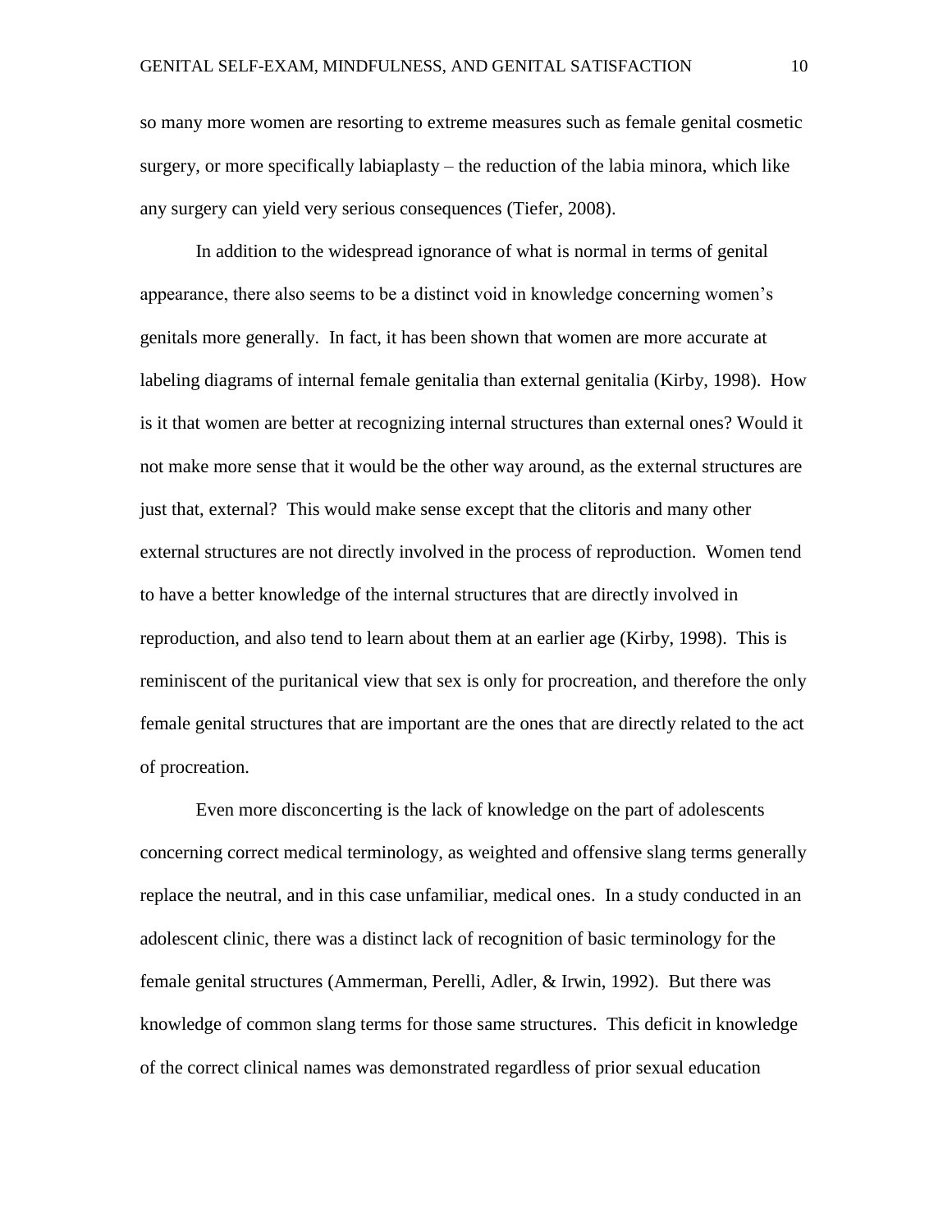so many more women are resorting to extreme measures such as female genital cosmetic surgery, or more specifically labiaplasty – the reduction of the labia minora, which like any surgery can yield very serious consequences (Tiefer, 2008).

In addition to the widespread ignorance of what is normal in terms of genital appearance, there also seems to be a distinct void in knowledge concerning women's genitals more generally. In fact, it has been shown that women are more accurate at labeling diagrams of internal female genitalia than external genitalia (Kirby, 1998). How is it that women are better at recognizing internal structures than external ones? Would it not make more sense that it would be the other way around, as the external structures are just that, external? This would make sense except that the clitoris and many other external structures are not directly involved in the process of reproduction. Women tend to have a better knowledge of the internal structures that are directly involved in reproduction, and also tend to learn about them at an earlier age (Kirby, 1998). This is reminiscent of the puritanical view that sex is only for procreation, and therefore the only female genital structures that are important are the ones that are directly related to the act of procreation.

Even more disconcerting is the lack of knowledge on the part of adolescents concerning correct medical terminology, as weighted and offensive slang terms generally replace the neutral, and in this case unfamiliar, medical ones. In a study conducted in an adolescent clinic, there was a distinct lack of recognition of basic terminology for the female genital structures (Ammerman, Perelli, Adler, & Irwin, 1992). But there was knowledge of common slang terms for those same structures. This deficit in knowledge of the correct clinical names was demonstrated regardless of prior sexual education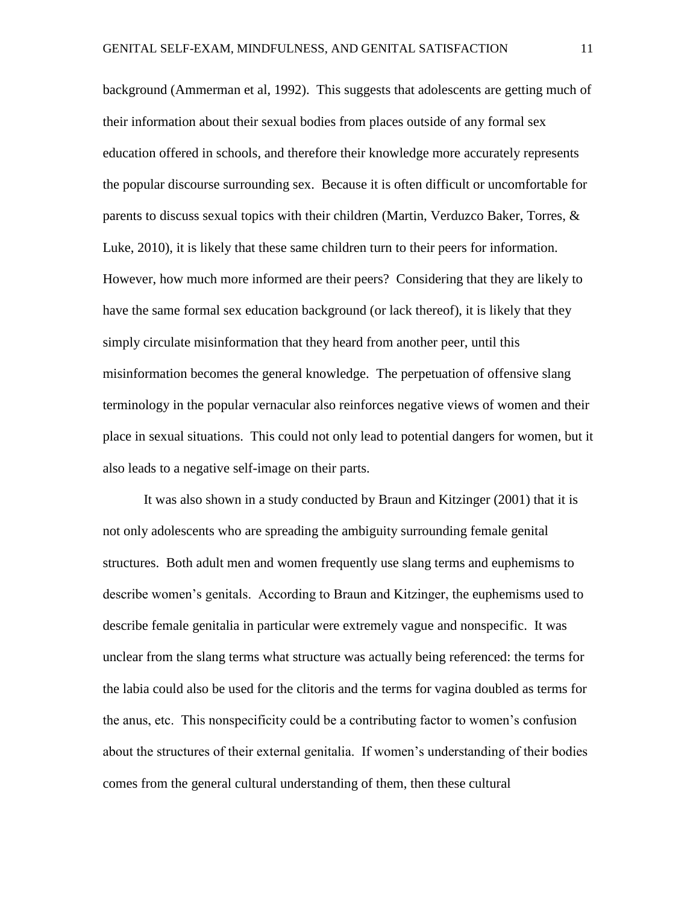background (Ammerman et al, 1992). This suggests that adolescents are getting much of their information about their sexual bodies from places outside of any formal sex education offered in schools, and therefore their knowledge more accurately represents the popular discourse surrounding sex. Because it is often difficult or uncomfortable for parents to discuss sexual topics with their children (Martin, Verduzco Baker, Torres, & Luke, 2010), it is likely that these same children turn to their peers for information. However, how much more informed are their peers? Considering that they are likely to have the same formal sex education background (or lack thereof), it is likely that they simply circulate misinformation that they heard from another peer, until this misinformation becomes the general knowledge. The perpetuation of offensive slang terminology in the popular vernacular also reinforces negative views of women and their place in sexual situations. This could not only lead to potential dangers for women, but it also leads to a negative self-image on their parts.

It was also shown in a study conducted by Braun and Kitzinger (2001) that it is not only adolescents who are spreading the ambiguity surrounding female genital structures. Both adult men and women frequently use slang terms and euphemisms to describe women's genitals. According to Braun and Kitzinger, the euphemisms used to describe female genitalia in particular were extremely vague and nonspecific. It was unclear from the slang terms what structure was actually being referenced: the terms for the labia could also be used for the clitoris and the terms for vagina doubled as terms for the anus, etc. This nonspecificity could be a contributing factor to women's confusion about the structures of their external genitalia. If women's understanding of their bodies comes from the general cultural understanding of them, then these cultural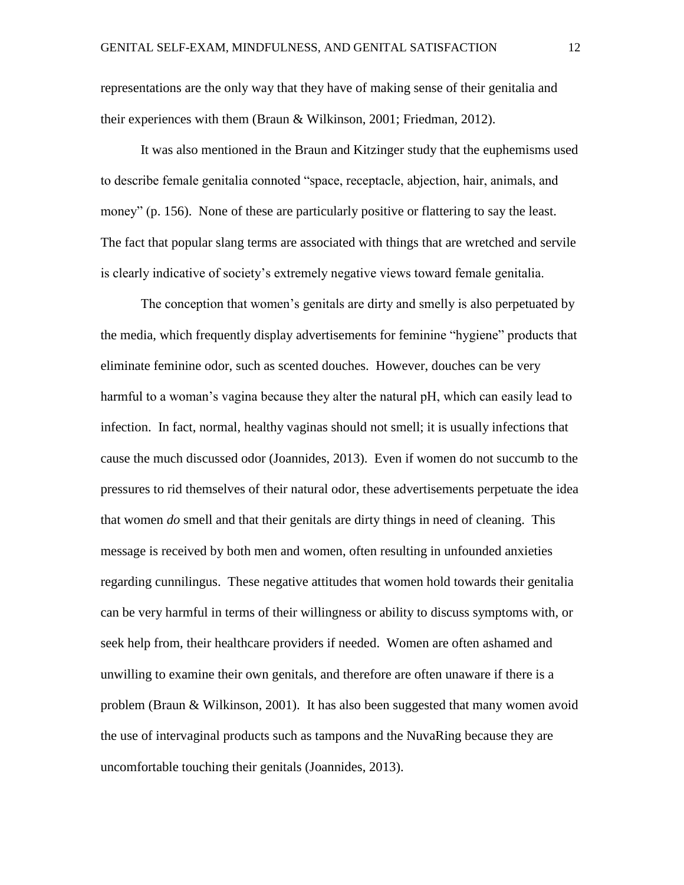representations are the only way that they have of making sense of their genitalia and their experiences with them (Braun & Wilkinson, 2001; Friedman, 2012).

It was also mentioned in the Braun and Kitzinger study that the euphemisms used to describe female genitalia connoted "space, receptacle, abjection, hair, animals, and money" (p. 156). None of these are particularly positive or flattering to say the least. The fact that popular slang terms are associated with things that are wretched and servile is clearly indicative of society's extremely negative views toward female genitalia.

The conception that women's genitals are dirty and smelly is also perpetuated by the media, which frequently display advertisements for feminine "hygiene" products that eliminate feminine odor, such as scented douches. However, douches can be very harmful to a woman's vagina because they alter the natural pH, which can easily lead to infection. In fact, normal, healthy vaginas should not smell; it is usually infections that cause the much discussed odor (Joannides, 2013). Even if women do not succumb to the pressures to rid themselves of their natural odor, these advertisements perpetuate the idea that women *do* smell and that their genitals are dirty things in need of cleaning. This message is received by both men and women, often resulting in unfounded anxieties regarding cunnilingus. These negative attitudes that women hold towards their genitalia can be very harmful in terms of their willingness or ability to discuss symptoms with, or seek help from, their healthcare providers if needed. Women are often ashamed and unwilling to examine their own genitals, and therefore are often unaware if there is a problem (Braun & Wilkinson, 2001). It has also been suggested that many women avoid the use of intervaginal products such as tampons and the NuvaRing because they are uncomfortable touching their genitals (Joannides, 2013).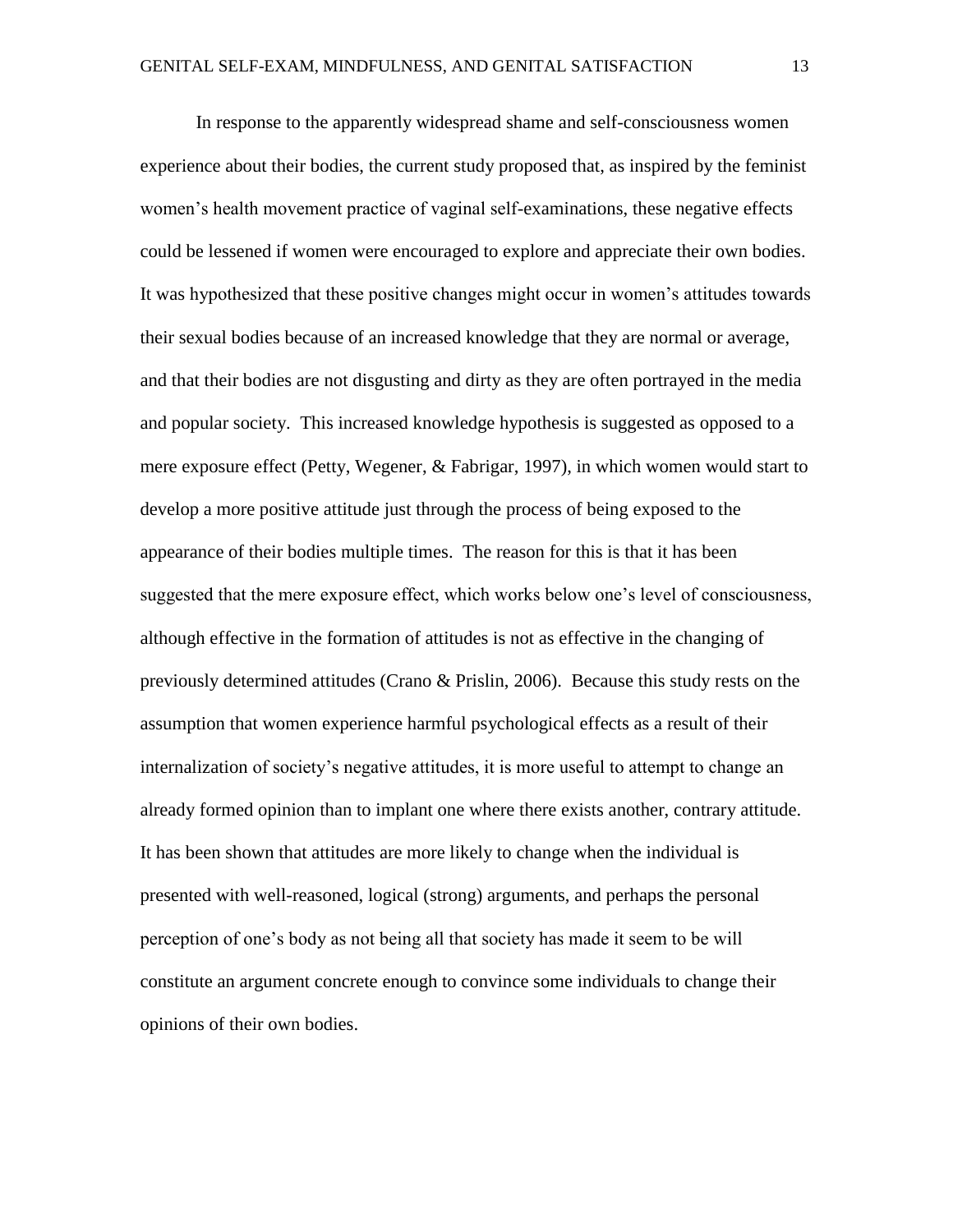In response to the apparently widespread shame and self-consciousness women experience about their bodies, the current study proposed that, as inspired by the feminist women's health movement practice of vaginal self-examinations, these negative effects could be lessened if women were encouraged to explore and appreciate their own bodies. It was hypothesized that these positive changes might occur in women's attitudes towards their sexual bodies because of an increased knowledge that they are normal or average, and that their bodies are not disgusting and dirty as they are often portrayed in the media and popular society. This increased knowledge hypothesis is suggested as opposed to a mere exposure effect (Petty, Wegener, & Fabrigar, 1997), in which women would start to develop a more positive attitude just through the process of being exposed to the appearance of their bodies multiple times. The reason for this is that it has been suggested that the mere exposure effect, which works below one's level of consciousness, although effective in the formation of attitudes is not as effective in the changing of previously determined attitudes (Crano & Prislin, 2006). Because this study rests on the assumption that women experience harmful psychological effects as a result of their internalization of society's negative attitudes, it is more useful to attempt to change an already formed opinion than to implant one where there exists another, contrary attitude. It has been shown that attitudes are more likely to change when the individual is presented with well-reasoned, logical (strong) arguments, and perhaps the personal perception of one's body as not being all that society has made it seem to be will constitute an argument concrete enough to convince some individuals to change their opinions of their own bodies.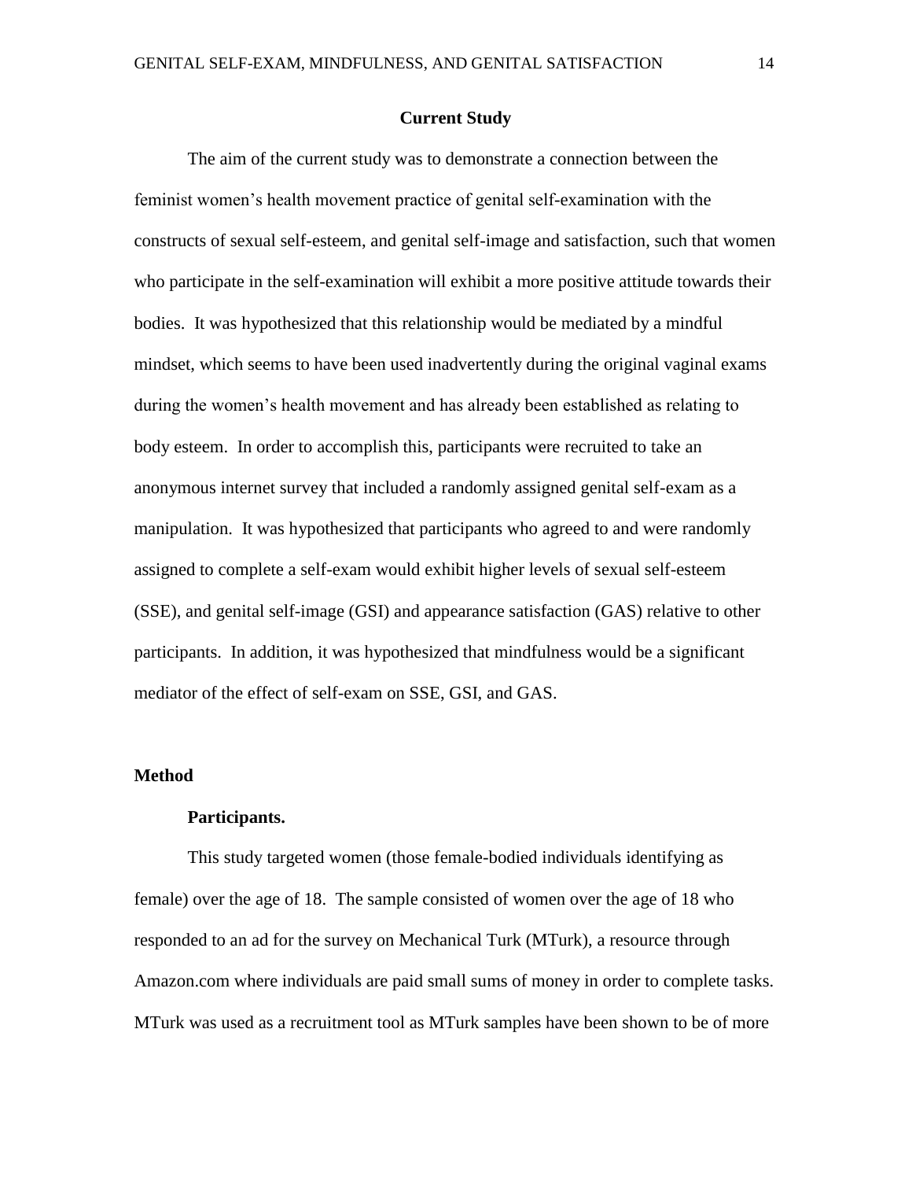## Current Study

The aim of the current study was to demonstrate a connection between the feminist women's health movement practice of genital self-examination with the constructs of sexual self-esteem, and genital self-image and satisfaction, such that women who participate in the self-examination will exhibit a more positive attitude towards their bodies. It was hypothesized that this relationship would be mediated by a mindful mindset, which seems to have been used inadvertently during the original vaginal exams during the women's health movement and has already been established as relating to body esteem. In order to accomplish this, participants were recruited to take an anonymous internet survey that included a randomly assigned genital self-exam as a manipulation. It was hypothesized that participants who agreed to and were randomly assigned to complete a self-exam would exhibit higher levels of sexual self-esteem (SSE), and genital self-image (GSI) and appearance satisfaction (GAS) relative to other participants. In addition, it was hypothesized that mindfulness would be a significant mediator of the effect of self-exam on SSE, GSI, and GAS.

### Method

#### Participants.

This study targeted women (those female-bodied individuals identifying as female) over the age of 18. The sample consisted of women over the age of 18 who responded to an ad for the survey on Mechanical Turk (MTurk), a resource through Amazon.com where individuals are paid small sums of money in order to complete tasks. MTurk was used as a recruitment tool as MTurk samples have been shown to be of more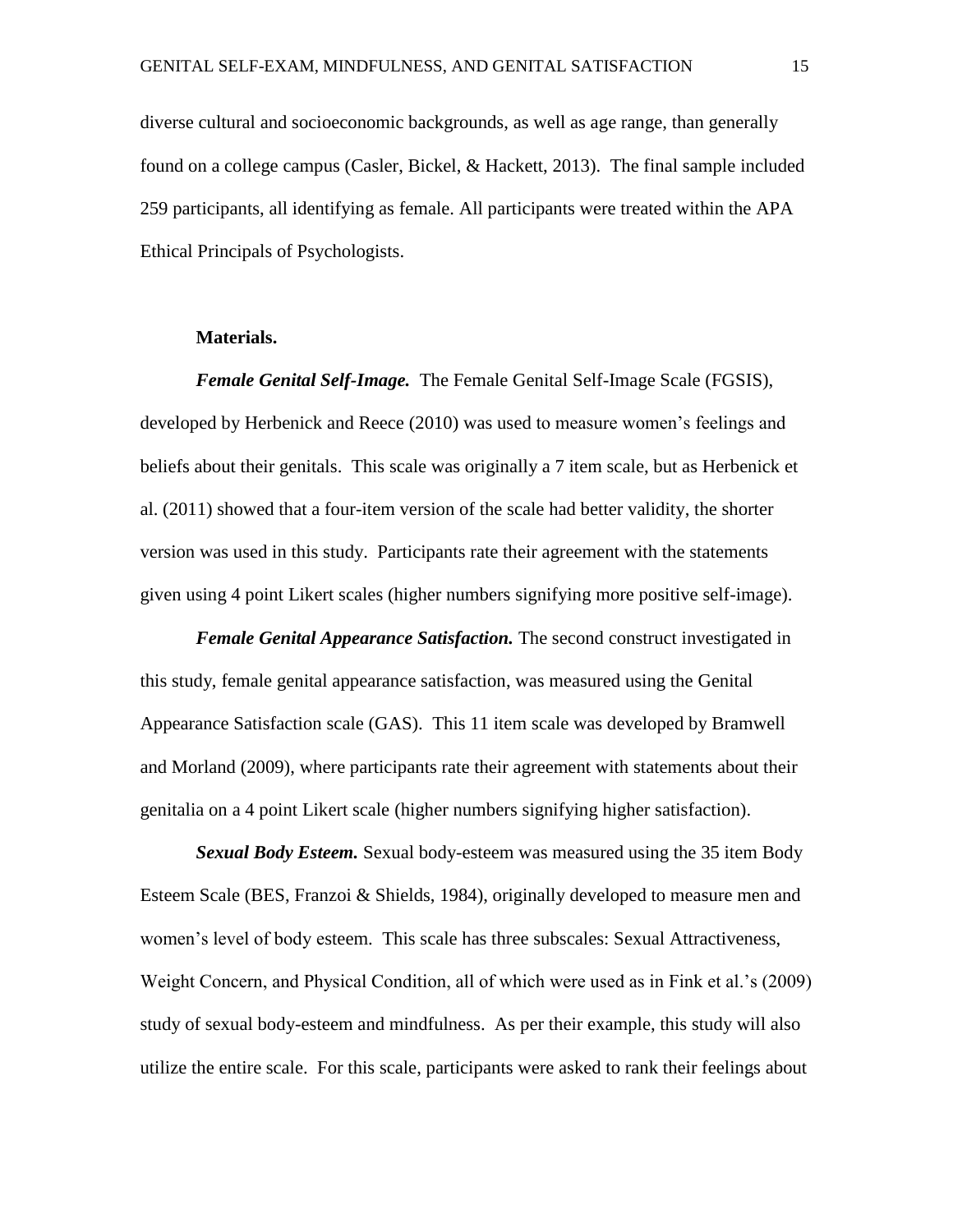diverse cultural and socioeconomic backgrounds, as well as age range, than generally found on a college campus (Casler, Bickel, & Hackett, 2013). The final sample included 259 participants, all identifying as female. All participants were treated within the APA Ethical Principals of Psychologists.

**Materials.**

***Female Genital Self-Image.*** The Female Genital Self-Image Scale (FGSIS), developed by Herbenick and Reece (2010) was used to measure women's feelings and beliefs about their genitals. This scale was originally a 7 item scale, but as Herbenick et al. (2011) showed that a four-item version of the scale had better validity, the shorter version was used in this study. Participants rate their agreement with the statements given using 4 point Likert scales (higher numbers signifying more positive self-image).

***Female Genital Appearance Satisfaction.*** The second construct investigated in this study, female genital appearance satisfaction, was measured using the Genital Appearance Satisfaction scale (GAS). This 11 item scale was developed by Bramwell and Morland (2009), where participants rate their agreement with statements about their genitalia on a 4 point Likert scale (higher numbers signifying higher satisfaction).

***Sexual Body Esteem.*** Sexual body-esteem was measured using the 35 item Body Esteem Scale (BES, Franzoi & Shields, 1984), originally developed to measure men and women's level of body esteem. This scale has three subscales: Sexual Attractiveness, Weight Concern, and Physical Condition, all of which were used as in Fink et al.'s (2009) study of sexual body-esteem and mindfulness. As per their example, this study will also utilize the entire scale. For this scale, participants were asked to rank their feelings about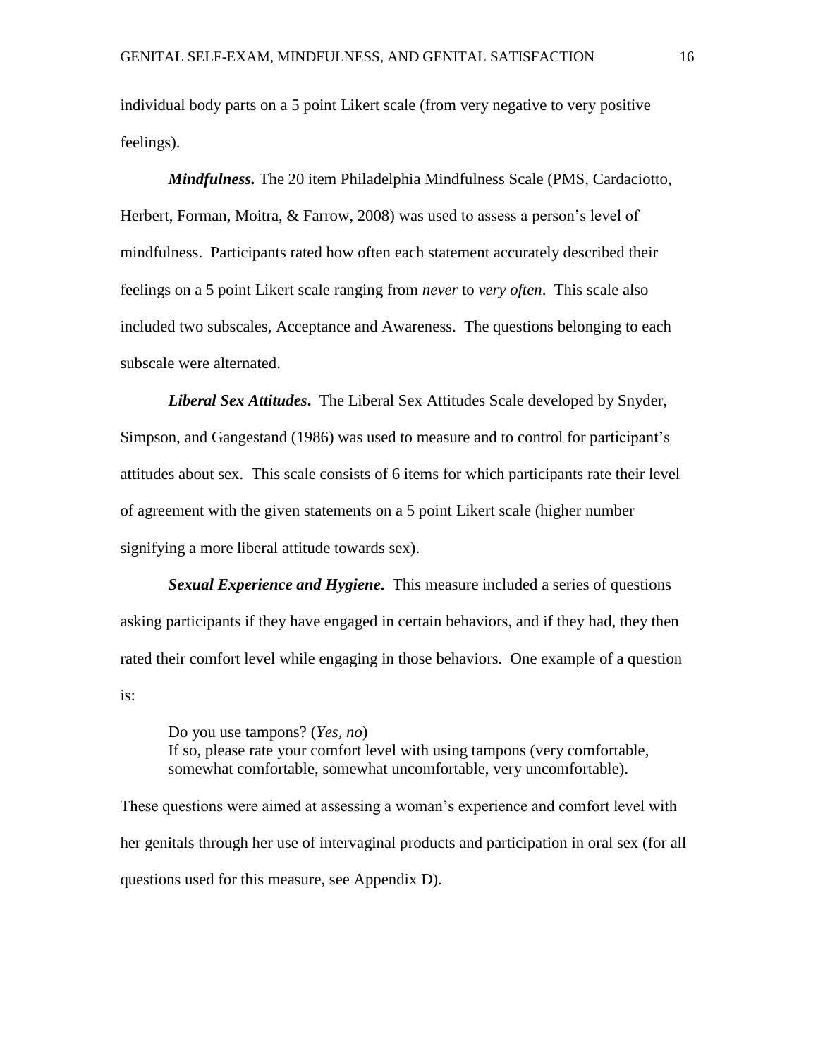individual body parts on a 5 point Likert scale (from very negative to very positive feelings).

***Mindfulness.*** The 20 item Philadelphia Mindfulness Scale (PMS, Cardaciotto, Herbert, Forman, Moitra, & Farrow, 2008) was used to assess a person's level of mindfulness. Participants rated how often each statement accurately described their feelings on a 5 point Likert scale ranging from *never* to *very often*. This scale also included two subscales, Acceptance and Awareness. The questions belonging to each subscale were alternated.

***Liberal Sex Attitudes***. The Liberal Sex Attitudes Scale developed by Snyder, Simpson, and Gangestand (1986) was used to measure and to control for participant's attitudes about sex. This scale consists of 6 items for which participants rate their level of agreement with the given statements on a 5 point Likert scale (higher number signifying a more liberal attitude towards sex).

***Sexual Experience and Hygiene***. This measure included a series of questions asking participants if they have engaged in certain behaviors, and if they had, they then rated their comfort level while engaging in those behaviors. One example of a question is:

> Do you use tampons? (*Yes, no*)
> If so, please rate your comfort level with using tampons (very comfortable, somewhat comfortable, somewhat uncomfortable, very uncomfortable).

These questions were aimed at assessing a woman's experience and comfort level with her genitals through her use of intervaginal products and participation in oral sex (for all questions used for this measure, see Appendix D).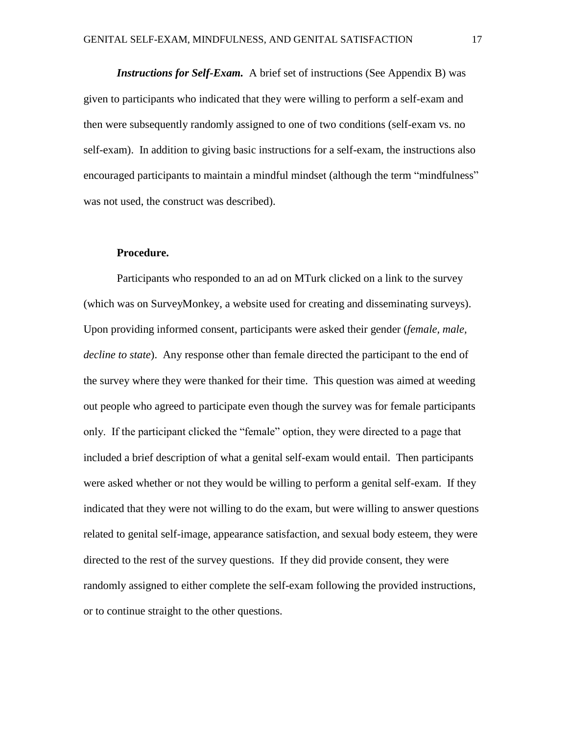***Instructions for Self-Exam.*** A brief set of instructions (See Appendix B) was given to participants who indicated that they were willing to perform a self-exam and then were subsequently randomly assigned to one of two conditions (self-exam vs. no self-exam). In addition to giving basic instructions for a self-exam, the instructions also encouraged participants to maintain a mindful mindset (although the term "mindfulness" was not used, the construct was described).

**Procedure.**

Participants who responded to an ad on MTurk clicked on a link to the survey (which was on SurveyMonkey, a website used for creating and disseminating surveys). Upon providing informed consent, participants were asked their gender (*female, male, decline to state*). Any response other than female directed the participant to the end of the survey where they were thanked for their time. This question was aimed at weeding out people who agreed to participate even though the survey was for female participants only. If the participant clicked the "female" option, they were directed to a page that included a brief description of what a genital self-exam would entail. Then participants were asked whether or not they would be willing to perform a genital self-exam. If they indicated that they were not willing to do the exam, but were willing to answer questions related to genital self-image, appearance satisfaction, and sexual body esteem, they were directed to the rest of the survey questions. If they did provide consent, they were randomly assigned to either complete the self-exam following the provided instructions, or to continue straight to the other questions.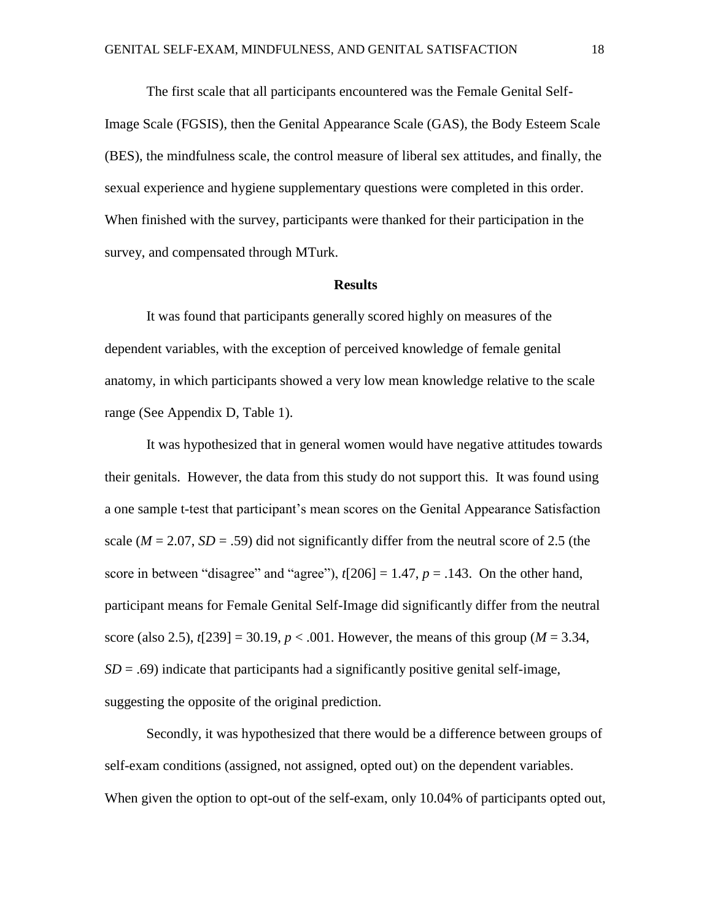The first scale that all participants encountered was the Female Genital Self-Image Scale (FGSIS), then the Genital Appearance Scale (GAS), the Body Esteem Scale (BES), the mindfulness scale, the control measure of liberal sex attitudes, and finally, the sexual experience and hygiene supplementary questions were completed in this order. When finished with the survey, participants were thanked for their participation in the survey, and compensated through MTurk.

## Results

It was found that participants generally scored highly on measures of the dependent variables, with the exception of perceived knowledge of female genital anatomy, in which participants showed a very low mean knowledge relative to the scale range (See Appendix D, Table 1).

It was hypothesized that in general women would have negative attitudes towards their genitals. However, the data from this study do not support this. It was found using a one sample t-test that participant's mean scores on the Genital Appearance Satisfaction scale ($M = 2.07$, $SD = .59$) did not significantly differ from the neutral score of 2.5 (the score in between "disagree" and "agree"), $t[206] = 1.47$, $p = .143$. On the other hand, participant means for Female Genital Self-Image did significantly differ from the neutral score (also 2.5), $t[239] = 30.19$, $p < .001$. However, the means of this group ($M = 3.34$, $SD = .69$) indicate that participants had a significantly positive genital self-image, suggesting the opposite of the original prediction.

Secondly, it was hypothesized that there would be a difference between groups of self-exam conditions (assigned, not assigned, opted out) on the dependent variables. When given the option to opt-out of the self-exam, only 10.04% of participants opted out,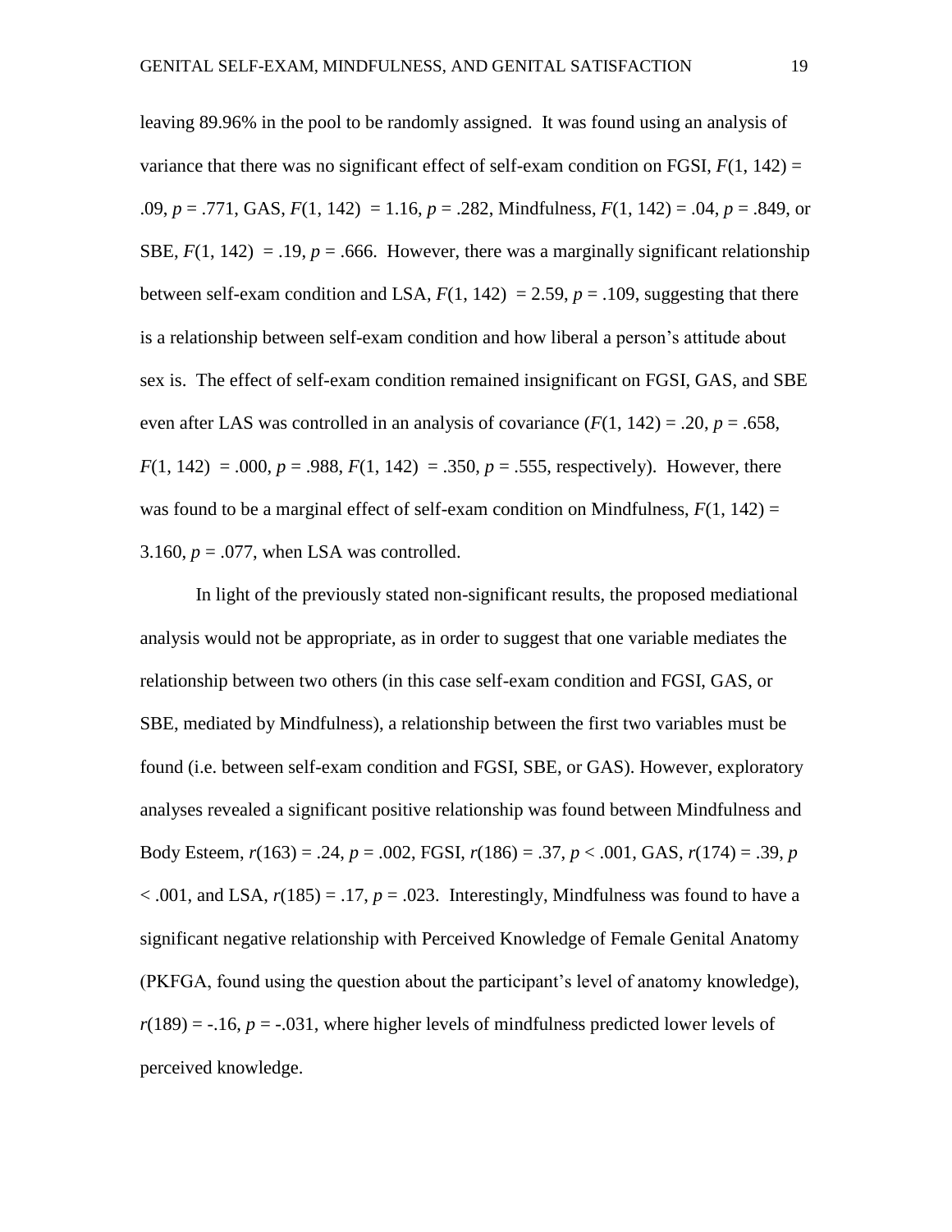leaving 89.96% in the pool to be randomly assigned. It was found using an analysis of variance that there was no significant effect of self-exam condition on FGSI, $F(1, 142) = .09$, $p = .771$, GAS, $F(1, 142) = 1.16$, $p = .282$, Mindfulness, $F(1, 142) = .04$, $p = .849$, or SBE, $F(1, 142) = .19$, $p = .666$. However, there was a marginally significant relationship between self-exam condition and LSA, $F(1, 142) = 2.59$, $p = .109$, suggesting that there is a relationship between self-exam condition and how liberal a person's attitude about sex is. The effect of self-exam condition remained insignificant on FGSI, GAS, and SBE even after LAS was controlled in an analysis of covariance ($F(1, 142) = .20$, $p = .658$, $F(1, 142) = .000$, $p = .988$, $F(1, 142) = .350$, $p = .555$, respectively). However, there was found to be a marginal effect of self-exam condition on Mindfulness, $F(1, 142) = 3.160$, $p = .077$, when LSA was controlled.

In light of the previously stated non-significant results, the proposed mediational analysis would not be appropriate, as in order to suggest that one variable mediates the relationship between two others (in this case self-exam condition and FGSI, GAS, or SBE, mediated by Mindfulness), a relationship between the first two variables must be found (i.e. between self-exam condition and FGSI, SBE, or GAS). However, exploratory analyses revealed a significant positive relationship was found between Mindfulness and Body Esteem, $r(163) = .24$, $p = .002$, FGSI, $r(186) = .37$, $p < .001$, GAS, $r(174) = .39$, $p < .001$, and LSA, $r(185) = .17$, $p = .023$. Interestingly, Mindfulness was found to have a significant negative relationship with Perceived Knowledge of Female Genital Anatomy (PKFGA, found using the question about the participant's level of anatomy knowledge), $r(189) = -.16$, $p = -.031$, where higher levels of mindfulness predicted lower levels of perceived knowledge.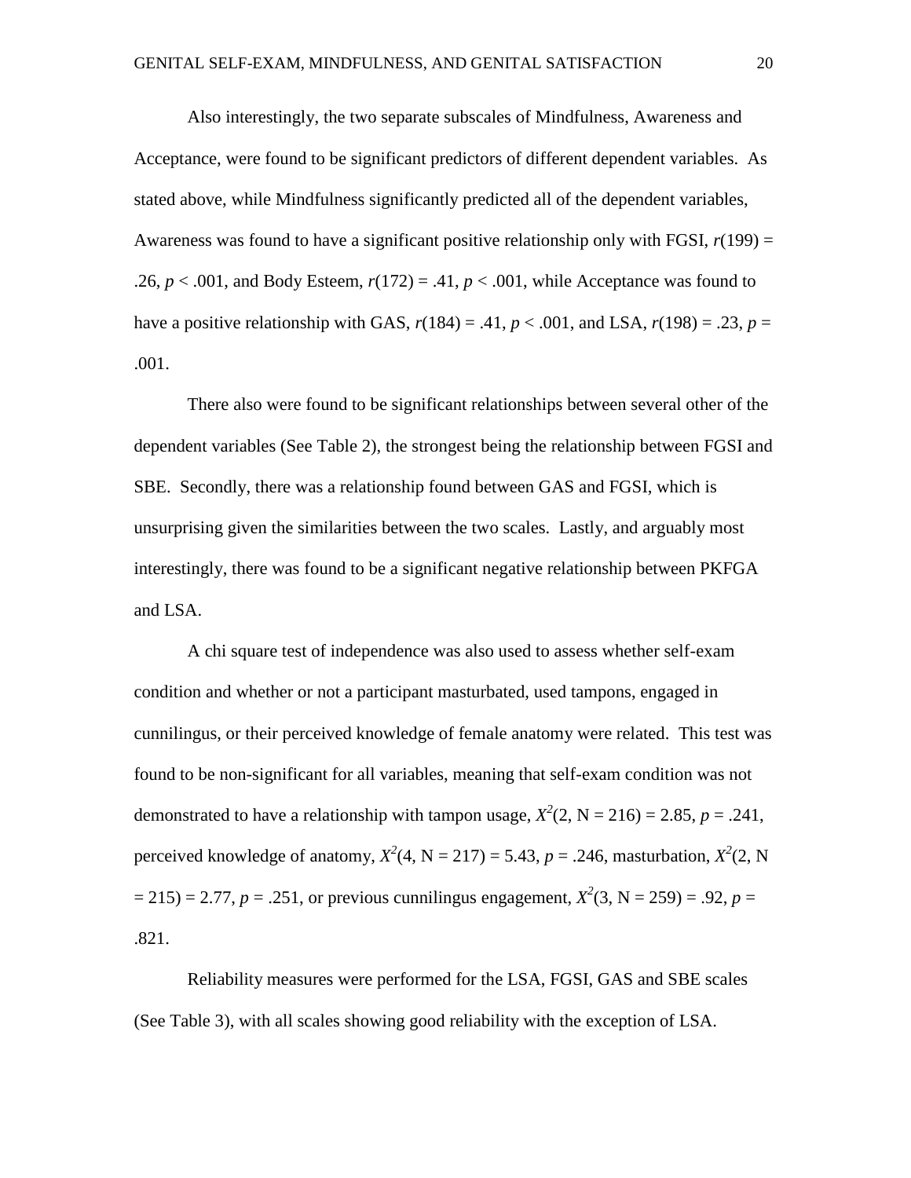Also interestingly, the two separate subscales of Mindfulness, Awareness and Acceptance, were found to be significant predictors of different dependent variables. As stated above, while Mindfulness significantly predicted all of the dependent variables, Awareness was found to have a significant positive relationship only with FGSI, $r(199) = .26$, $p < .001$, and Body Esteem, $r(172) = .41$, $p < .001$, while Acceptance was found to have a positive relationship with GAS, $r(184) = .41$, $p < .001$, and LSA, $r(198) = .23$, $p = .001$.

There also were found to be significant relationships between several other of the dependent variables (See Table 2), the strongest being the relationship between FGSI and SBE. Secondly, there was a relationship found between GAS and FGSI, which is unsurprising given the similarities between the two scales. Lastly, and arguably most interestingly, there was found to be a significant negative relationship between PKFGA and LSA.

A chi square test of independence was also used to assess whether self-exam condition and whether or not a participant masturbated, used tampons, engaged in cunnilingus, or their perceived knowledge of female anatomy were related. This test was found to be non-significant for all variables, meaning that self-exam condition was not demonstrated to have a relationship with tampon usage, $X^2(2, N = 216) = 2.85$, $p = .241$, perceived knowledge of anatomy, $X^2(4, N = 217) = 5.43$, $p = .246$, masturbation, $X^2(2, N = 215) = 2.77$, $p = .251$, or previous cunnilingus engagement, $X^2(3, N = 259) = .92$, $p = .821$.

Reliability measures were performed for the LSA, FGSI, GAS and SBE scales (See Table 3), with all scales showing good reliability with the exception of LSA.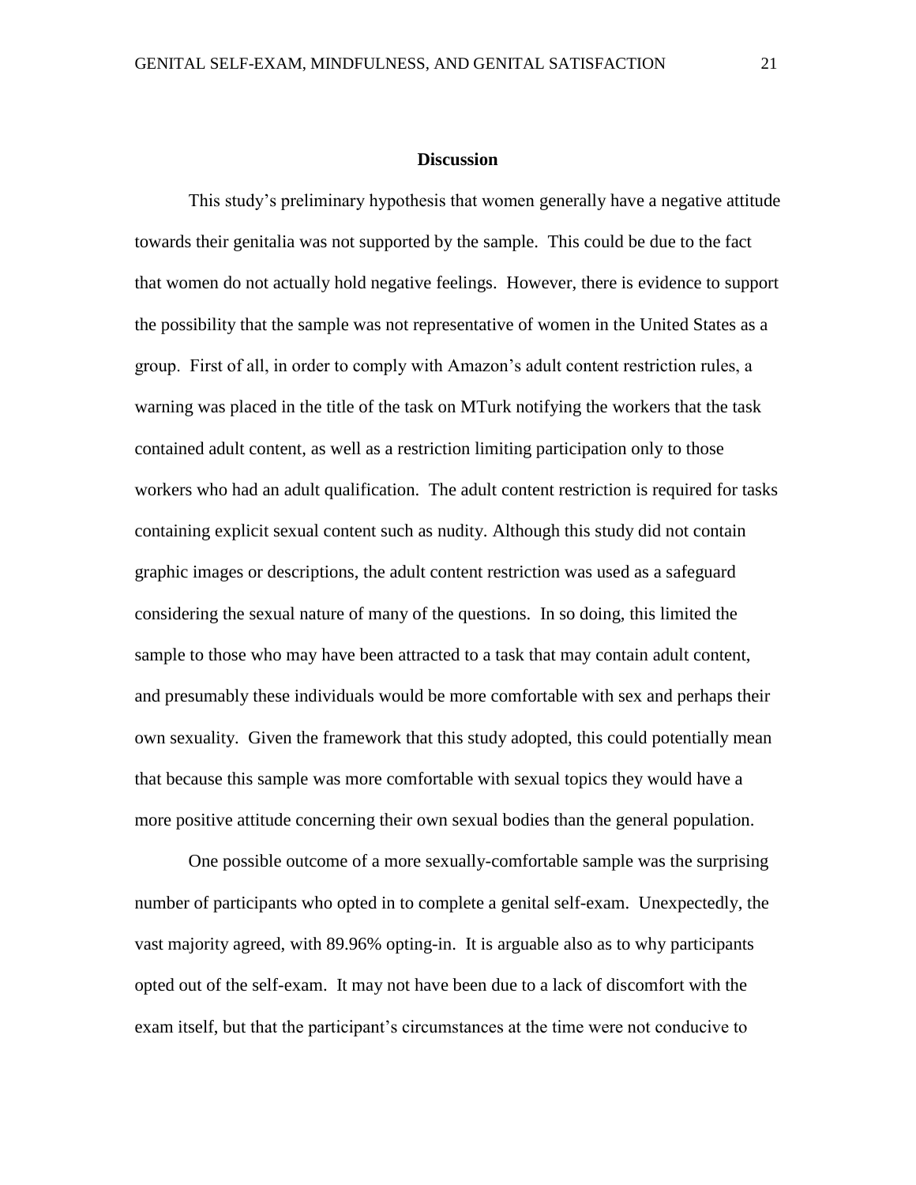## Discussion

This study's preliminary hypothesis that women generally have a negative attitude towards their genitalia was not supported by the sample. This could be due to the fact that women do not actually hold negative feelings. However, there is evidence to support the possibility that the sample was not representative of women in the United States as a group. First of all, in order to comply with Amazon's adult content restriction rules, a warning was placed in the title of the task on MTurk notifying the workers that the task contained adult content, as well as a restriction limiting participation only to those workers who had an adult qualification. The adult content restriction is required for tasks containing explicit sexual content such as nudity. Although this study did not contain graphic images or descriptions, the adult content restriction was used as a safeguard considering the sexual nature of many of the questions. In so doing, this limited the sample to those who may have been attracted to a task that may contain adult content, and presumably these individuals would be more comfortable with sex and perhaps their own sexuality. Given the framework that this study adopted, this could potentially mean that because this sample was more comfortable with sexual topics they would have a more positive attitude concerning their own sexual bodies than the general population.

One possible outcome of a more sexually-comfortable sample was the surprising number of participants who opted in to complete a genital self-exam. Unexpectedly, the vast majority agreed, with 89.96% opting-in. It is arguable also as to why participants opted out of the self-exam. It may not have been due to a lack of discomfort with the exam itself, but that the participant's circumstances at the time were not conducive to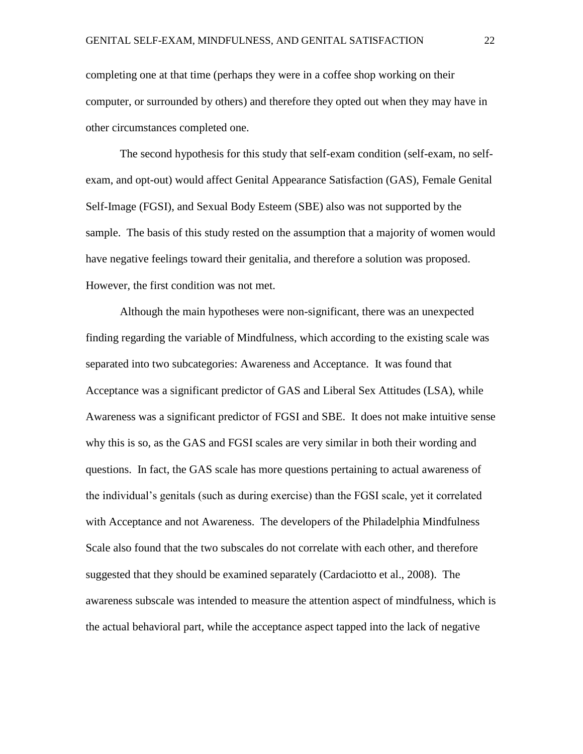completing one at that time (perhaps they were in a coffee shop working on their computer, or surrounded by others) and therefore they opted out when they may have in other circumstances completed one.

The second hypothesis for this study that self-exam condition (self-exam, no self-exam, and opt-out) would affect Genital Appearance Satisfaction (GAS), Female Genital Self-Image (FGSI), and Sexual Body Esteem (SBE) also was not supported by the sample. The basis of this study rested on the assumption that a majority of women would have negative feelings toward their genitalia, and therefore a solution was proposed. However, the first condition was not met.

Although the main hypotheses were non-significant, there was an unexpected finding regarding the variable of Mindfulness, which according to the existing scale was separated into two subcategories: Awareness and Acceptance. It was found that Acceptance was a significant predictor of GAS and Liberal Sex Attitudes (LSA), while Awareness was a significant predictor of FGSI and SBE. It does not make intuitive sense why this is so, as the GAS and FGSI scales are very similar in both their wording and questions. In fact, the GAS scale has more questions pertaining to actual awareness of the individual's genitals (such as during exercise) than the FGSI scale, yet it correlated with Acceptance and not Awareness. The developers of the Philadelphia Mindfulness Scale also found that the two subscales do not correlate with each other, and therefore suggested that they should be examined separately (Cardaciotto et al., 2008). The awareness subscale was intended to measure the attention aspect of mindfulness, which is the actual behavioral part, while the acceptance aspect tapped into the lack of negative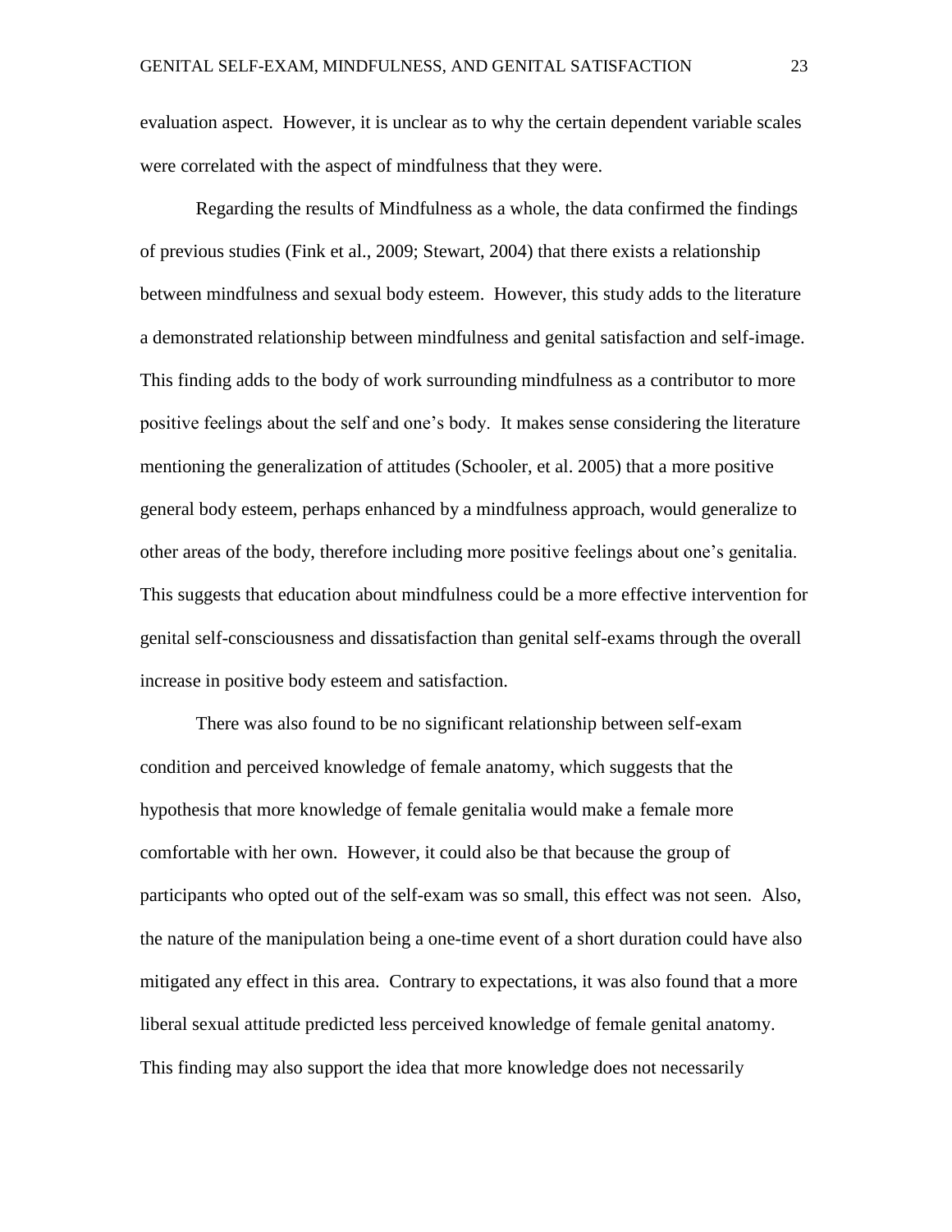evaluation aspect. However, it is unclear as to why the certain dependent variable scales were correlated with the aspect of mindfulness that they were.

Regarding the results of Mindfulness as a whole, the data confirmed the findings of previous studies (Fink et al., 2009; Stewart, 2004) that there exists a relationship between mindfulness and sexual body esteem. However, this study adds to the literature a demonstrated relationship between mindfulness and genital satisfaction and self-image. This finding adds to the body of work surrounding mindfulness as a contributor to more positive feelings about the self and one's body. It makes sense considering the literature mentioning the generalization of attitudes (Schooler, et al. 2005) that a more positive general body esteem, perhaps enhanced by a mindfulness approach, would generalize to other areas of the body, therefore including more positive feelings about one's genitalia. This suggests that education about mindfulness could be a more effective intervention for genital self-consciousness and dissatisfaction than genital self-exams through the overall increase in positive body esteem and satisfaction.

There was also found to be no significant relationship between self-exam condition and perceived knowledge of female anatomy, which suggests that the hypothesis that more knowledge of female genitalia would make a female more comfortable with her own. However, it could also be that because the group of participants who opted out of the self-exam was so small, this effect was not seen. Also, the nature of the manipulation being a one-time event of a short duration could have also mitigated any effect in this area. Contrary to expectations, it was also found that a more liberal sexual attitude predicted less perceived knowledge of female genital anatomy. This finding may also support the idea that more knowledge does not necessarily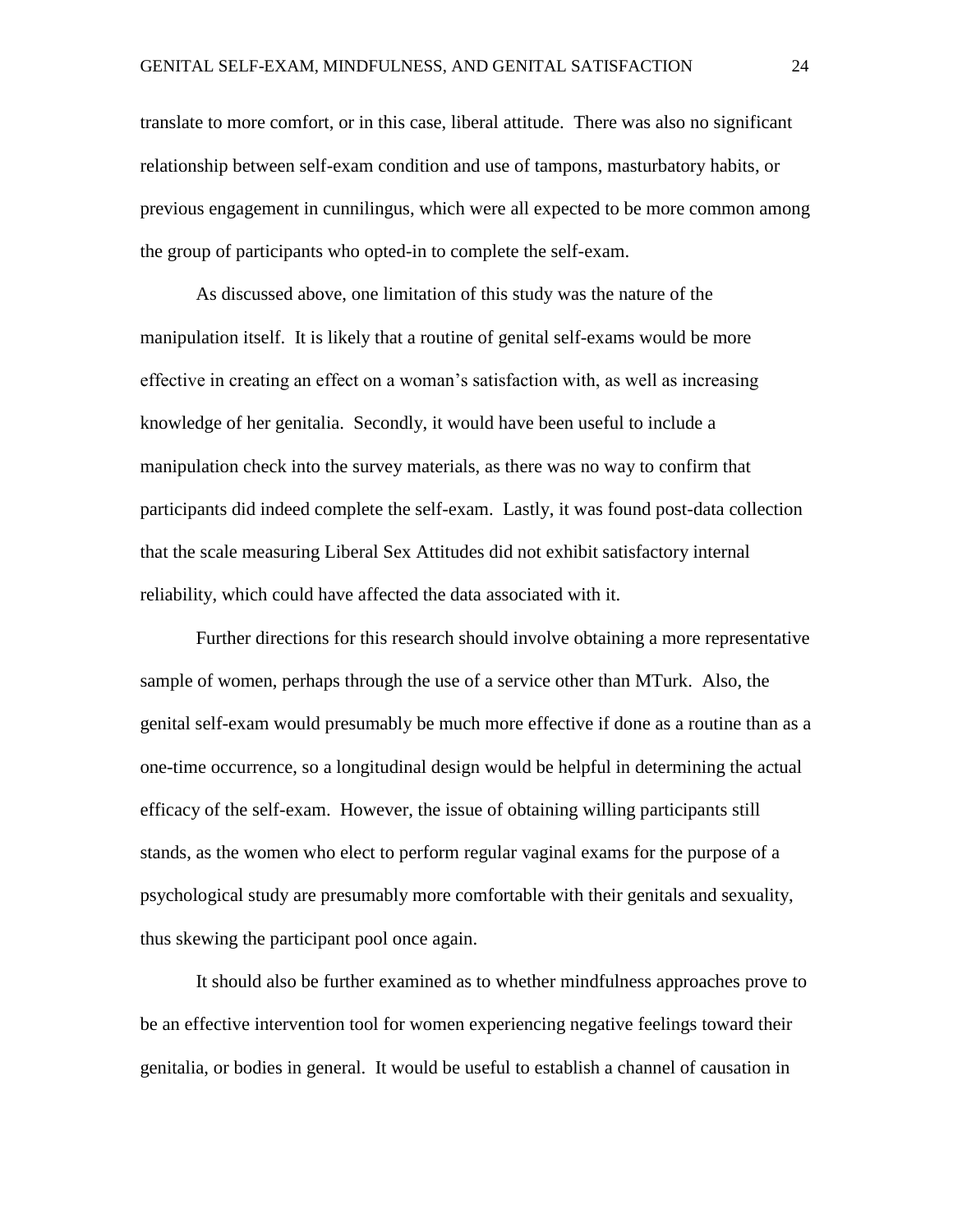translate to more comfort, or in this case, liberal attitude. There was also no significant relationship between self-exam condition and use of tampons, masturbatory habits, or previous engagement in cunnilingus, which were all expected to be more common among the group of participants who opted-in to complete the self-exam.

As discussed above, one limitation of this study was the nature of the manipulation itself. It is likely that a routine of genital self-exams would be more effective in creating an effect on a woman's satisfaction with, as well as increasing knowledge of her genitalia. Secondly, it would have been useful to include a manipulation check into the survey materials, as there was no way to confirm that participants did indeed complete the self-exam. Lastly, it was found post-data collection that the scale measuring Liberal Sex Attitudes did not exhibit satisfactory internal reliability, which could have affected the data associated with it.

Further directions for this research should involve obtaining a more representative sample of women, perhaps through the use of a service other than MTurk. Also, the genital self-exam would presumably be much more effective if done as a routine than as a one-time occurrence, so a longitudinal design would be helpful in determining the actual efficacy of the self-exam. However, the issue of obtaining willing participants still stands, as the women who elect to perform regular vaginal exams for the purpose of a psychological study are presumably more comfortable with their genitals and sexuality, thus skewing the participant pool once again.

It should also be further examined as to whether mindfulness approaches prove to be an effective intervention tool for women experiencing negative feelings toward their genitalia, or bodies in general. It would be useful to establish a channel of causation in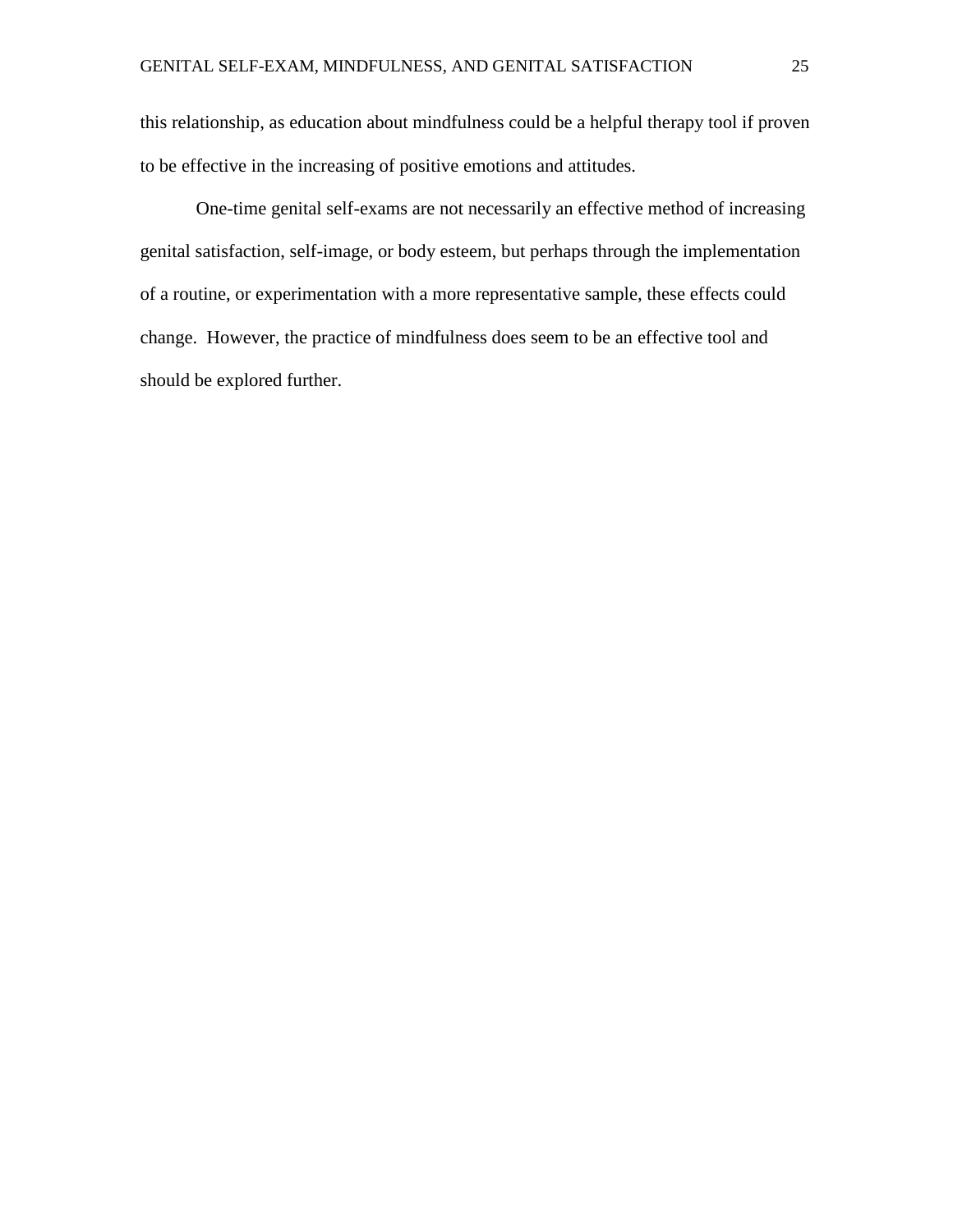this relationship, as education about mindfulness could be a helpful therapy tool if proven to be effective in the increasing of positive emotions and attitudes.

One-time genital self-exams are not necessarily an effective method of increasing genital satisfaction, self-image, or body esteem, but perhaps through the implementation of a routine, or experimentation with a more representative sample, these effects could change.  However, the practice of mindfulness does seem to be an effective tool and should be explored further.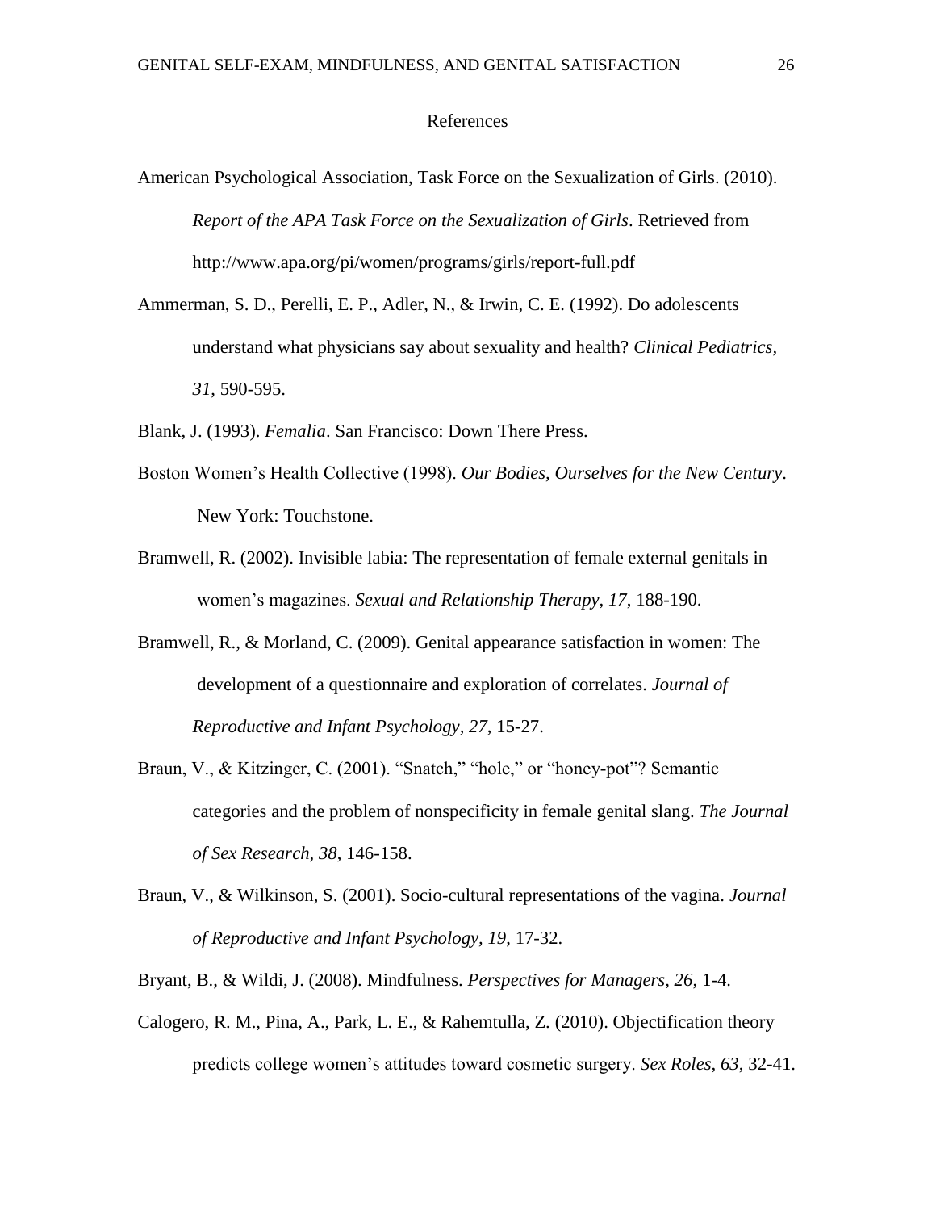# References

American Psychological Association, Task Force on the Sexualization of Girls. (2010). *Report of the APA Task Force on the Sexualization of Girls*. Retrieved from http://www.apa.org/pi/women/programs/girls/report-full.pdf

Ammerman, S. D., Perelli, E. P., Adler, N., & Irwin, C. E. (1992). Do adolescents understand what physicians say about sexuality and health? *Clinical Pediatrics, 31*, 590-595.

Blank, J. (1993). *Femalia*. San Francisco: Down There Press.

Boston Women's Health Collective (1998). *Our Bodies, Ourselves for the New Century*. New York: Touchstone.

Bramwell, R. (2002). Invisible labia: The representation of female external genitals in women's magazines. *Sexual and Relationship Therapy, 17*, 188-190.

Bramwell, R., & Morland, C. (2009). Genital appearance satisfaction in women: The development of a questionnaire and exploration of correlates. *Journal of Reproductive and Infant Psychology, 27*, 15-27.

Braun, V., & Kitzinger, C. (2001). "Snatch," "hole," or "honey-pot"? Semantic categories and the problem of nonspecificity in female genital slang. *The Journal of Sex Research, 38*, 146-158.

Braun, V., & Wilkinson, S. (2001). Socio-cultural representations of the vagina. *Journal of Reproductive and Infant Psychology, 19*, 17-32.

Bryant, B., & Wildi, J. (2008). Mindfulness. *Perspectives for Managers, 26*, 1-4.

Calogero, R. M., Pina, A., Park, L. E., & Rahemtulla, Z. (2010). Objectification theory predicts college women's attitudes toward cosmetic surgery. *Sex Roles, 63*, 32-41.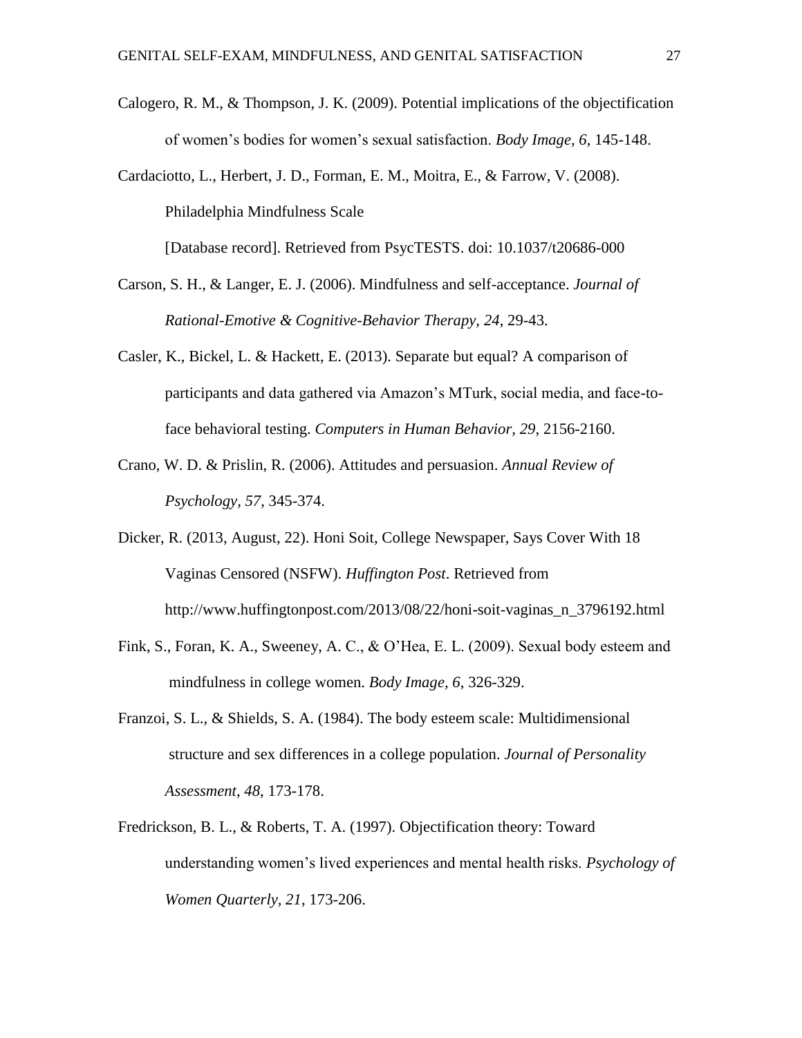Calogero, R. M., & Thompson, J. K. (2009). Potential implications of the objectification of women's bodies for women's sexual satisfaction. *Body Image, 6*, 145-148.

Cardaciotto, L., Herbert, J. D., Forman, E. M., Moitra, E., & Farrow, V. (2008). Philadelphia Mindfulness Scale [Database record]. Retrieved from PsycTESTS. doi: 10.1037/t20686-000

Carson, S. H., & Langer, E. J. (2006). Mindfulness and self-acceptance. *Journal of Rational-Emotive & Cognitive-Behavior Therapy, 24*, 29-43.

Casler, K., Bickel, L. & Hackett, E. (2013). Separate but equal? A comparison of participants and data gathered via Amazon's MTurk, social media, and face-to-face behavioral testing. *Computers in Human Behavior, 29*, 2156-2160.

Crano, W. D. & Prislin, R. (2006). Attitudes and persuasion. *Annual Review of Psychology, 57*, 345-374.

Dicker, R. (2013, August, 22). Honi Soit, College Newspaper, Says Cover With 18 Vaginas Censored (NSFW). *Huffington Post*. Retrieved from http://www.huffingtonpost.com/2013/08/22/honi-soit-vaginas_n_3796192.html

Fink, S., Foran, K. A., Sweeney, A. C., & O'Hea, E. L. (2009). Sexual body esteem and mindfulness in college women. *Body Image, 6*, 326-329.

Franzoi, S. L., & Shields, S. A. (1984). The body esteem scale: Multidimensional structure and sex differences in a college population. *Journal of Personality Assessment, 48*, 173-178.

Fredrickson, B. L., & Roberts, T. A. (1997). Objectification theory: Toward understanding women's lived experiences and mental health risks. *Psychology of Women Quarterly, 21*, 173-206.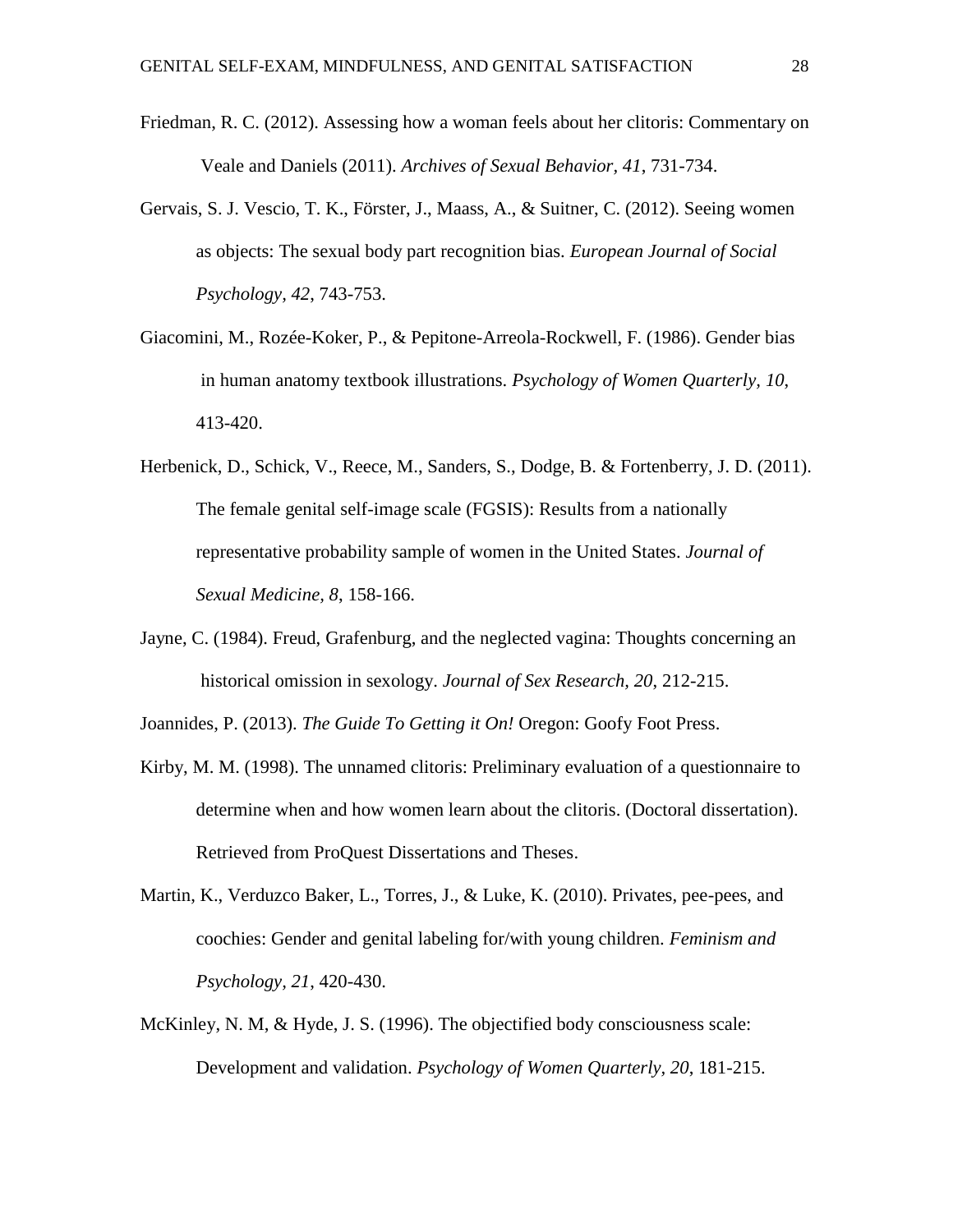Friedman, R. C. (2012). Assessing how a woman feels about her clitoris: Commentary on Veale and Daniels (2011). *Archives of Sexual Behavior, 41*, 731-734.

Gervais, S. J. Vescio, T. K., Förster, J., Maass, A., & Suitner, C. (2012). Seeing women as objects: The sexual body part recognition bias. *European Journal of Social Psychology, 42*, 743-753.

Giacomini, M., Rozée-Koker, P., & Pepitone-Arreola-Rockwell, F. (1986). Gender bias in human anatomy textbook illustrations. *Psychology of Women Quarterly, 10*, 413-420.

Herbenick, D., Schick, V., Reece, M., Sanders, S., Dodge, B. & Fortenberry, J. D. (2011). The female genital self-image scale (FGSIS): Results from a nationally representative probability sample of women in the United States. *Journal of Sexual Medicine, 8*, 158-166.

Jayne, C. (1984). Freud, Grafenburg, and the neglected vagina: Thoughts concerning an historical omission in sexology. *Journal of Sex Research, 20*, 212-215.

Joannides, P. (2013). *The Guide To Getting it On!* Oregon: Goofy Foot Press.

Kirby, M. M. (1998). The unnamed clitoris: Preliminary evaluation of a questionnaire to determine when and how women learn about the clitoris. (Doctoral dissertation). Retrieved from ProQuest Dissertations and Theses.

Martin, K., Verduzco Baker, L., Torres, J., & Luke, K. (2010). Privates, pee-pees, and coochies: Gender and genital labeling for/with young children. *Feminism and Psychology, 21*, 420-430.

McKinley, N. M, & Hyde, J. S. (1996). The objectified body consciousness scale: Development and validation. *Psychology of Women Quarterly, 20*, 181-215.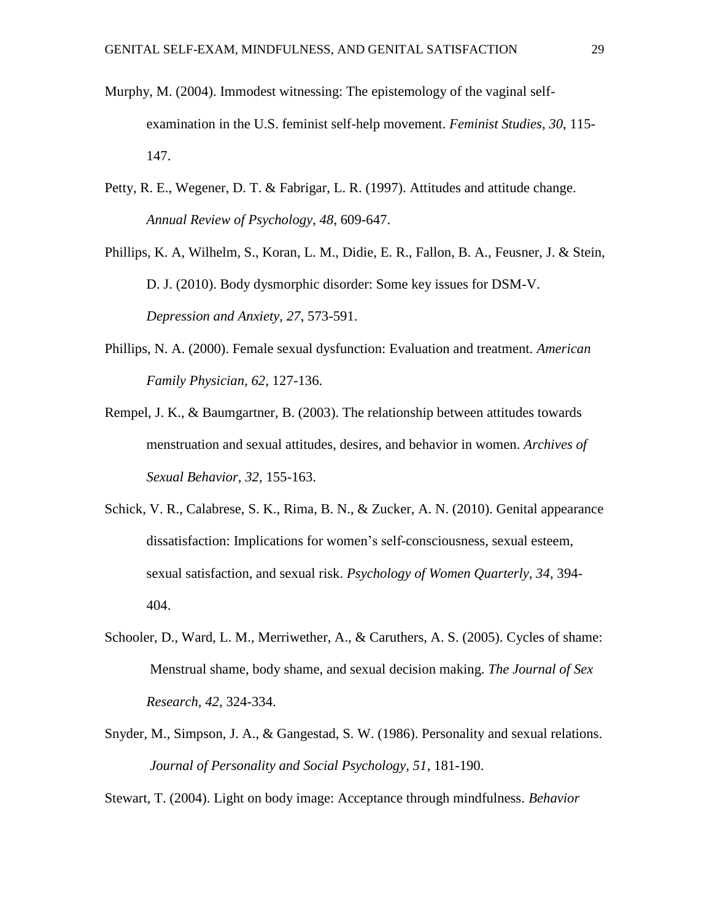Murphy, M. (2004). Immodest witnessing: The epistemology of the vaginal self-examination in the U.S. feminist self-help movement. *Feminist Studies*, *30*, 115-147.

Petty, R. E., Wegener, D. T. & Fabrigar, L. R. (1997). Attitudes and attitude change. *Annual Review of Psychology, 48*, 609-647.

Phillips, K. A, Wilhelm, S., Koran, L. M., Didie, E. R., Fallon, B. A., Feusner, J. & Stein, D. J. (2010). Body dysmorphic disorder: Some key issues for DSM-V. *Depression and Anxiety, 27*, 573-591.

Phillips, N. A. (2000). Female sexual dysfunction: Evaluation and treatment. *American Family Physician, 62*, 127-136.

Rempel, J. K., & Baumgartner, B. (2003). The relationship between attitudes towards menstruation and sexual attitudes, desires, and behavior in women. *Archives of Sexual Behavior, 32*, 155-163.

Schick, V. R., Calabrese, S. K., Rima, B. N., & Zucker, A. N. (2010). Genital appearance dissatisfaction: Implications for women's self-consciousness, sexual esteem, sexual satisfaction, and sexual risk. *Psychology of Women Quarterly, 34*, 394-404.

Schooler, D., Ward, L. M., Merriwether, A., & Caruthers, A. S. (2005). Cycles of shame: Menstrual shame, body shame, and sexual decision making. *The Journal of Sex Research, 42*, 324-334.

Snyder, M., Simpson, J. A., & Gangestad, S. W. (1986). Personality and sexual relations. *Journal of Personality and Social Psychology, 51*, 181-190.

Stewart, T. (2004). Light on body image: Acceptance through mindfulness. *Behavior*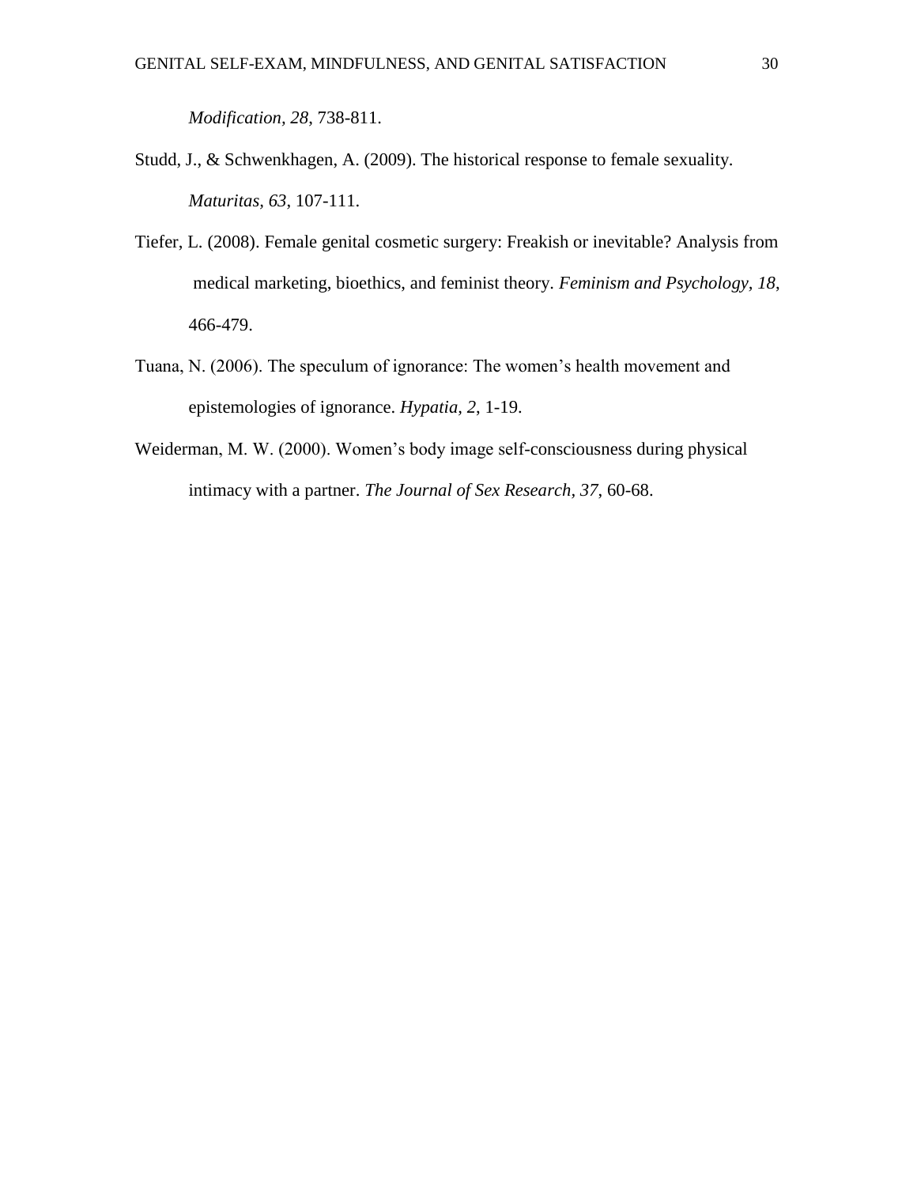*Modification, 28*, 738-811.

Studd, J., & Schwenkhagen, A. (2009). The historical response to female sexuality. *Maturitas, 63*, 107-111.

Tiefer, L. (2008). Female genital cosmetic surgery: Freakish or inevitable? Analysis from medical marketing, bioethics, and feminist theory. *Feminism and Psychology, 18,* 466-479.

Tuana, N. (2006). The speculum of ignorance: The women's health movement and epistemologies of ignorance. *Hypatia, 2*, 1-19.

Weiderman, M. W. (2000). Women's body image self-consciousness during physical intimacy with a partner. *The Journal of Sex Research, 37*, 60-68.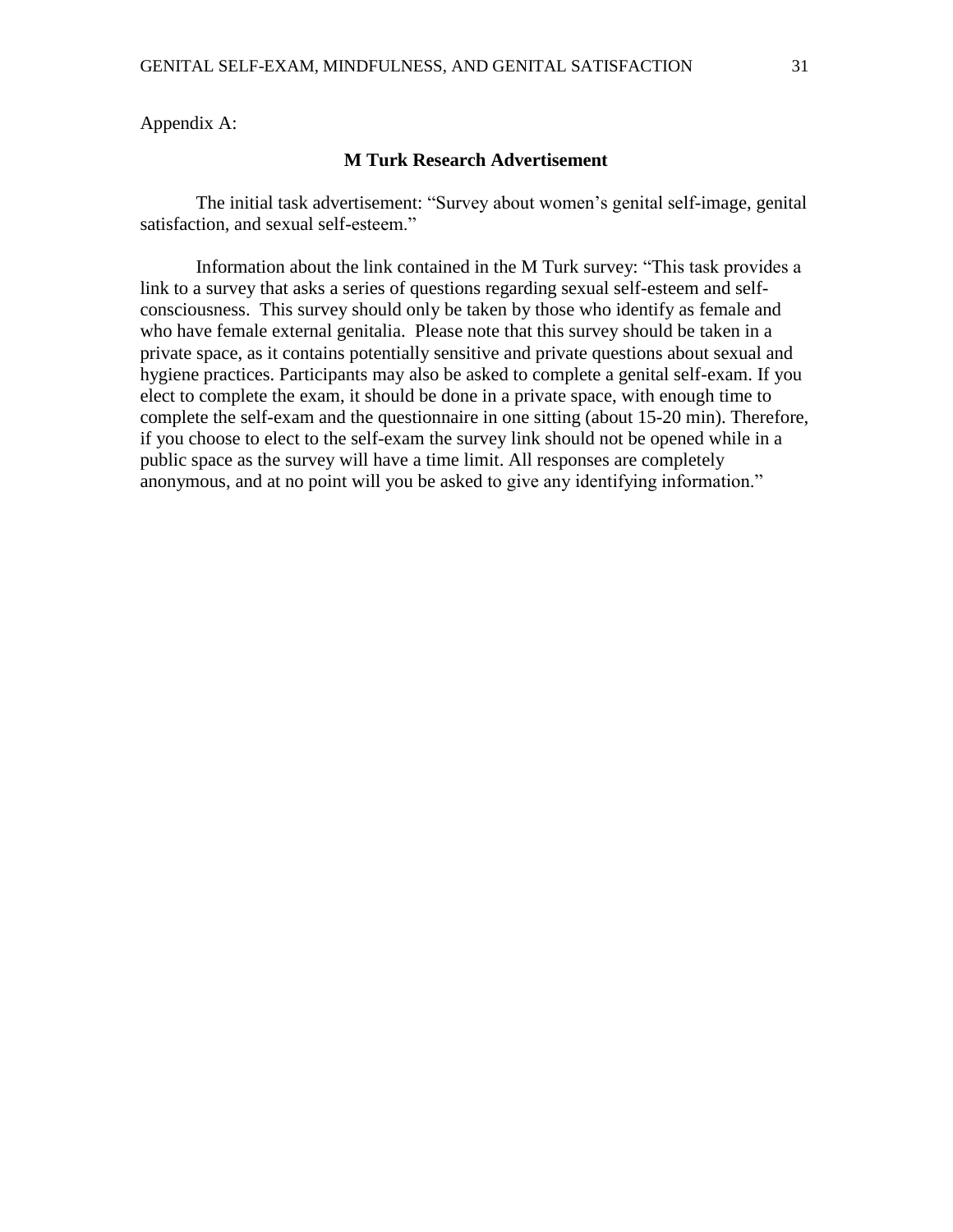Appendix A:

## M Turk Research Advertisement

The initial task advertisement: "Survey about women's genital self-image, genital satisfaction, and sexual self-esteem."

Information about the link contained in the M Turk survey: "This task provides a link to a survey that asks a series of questions regarding sexual self-esteem and self-consciousness. This survey should only be taken by those who identify as female and who have female external genitalia. Please note that this survey should be taken in a private space, as it contains potentially sensitive and private questions about sexual and hygiene practices. Participants may also be asked to complete a genital self-exam. If you elect to complete the exam, it should be done in a private space, with enough time to complete the self-exam and the questionnaire in one sitting (about 15-20 min). Therefore, if you choose to elect to the self-exam the survey link should not be opened while in a public space as the survey will have a time limit. All responses are completely anonymous, and at no point will you be asked to give any identifying information."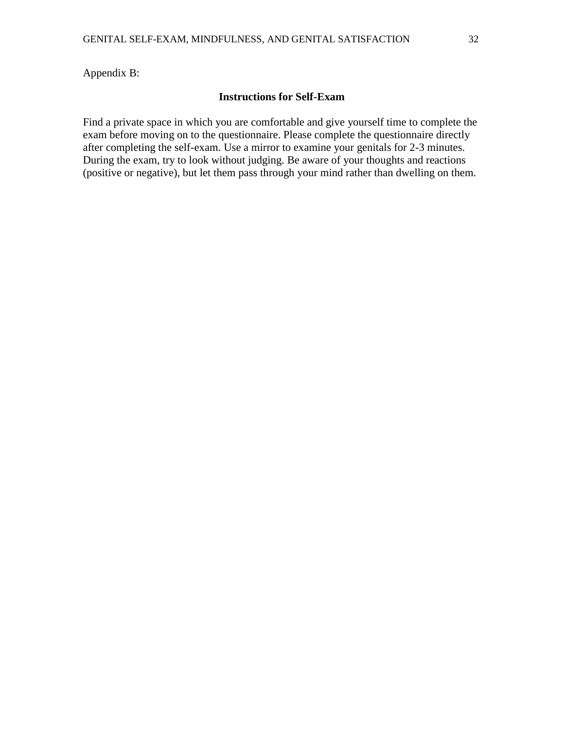Appendix B:

## Instructions for Self-Exam

Find a private space in which you are comfortable and give yourself time to complete the exam before moving on to the questionnaire. Please complete the questionnaire directly after completing the self-exam. Use a mirror to examine your genitals for 2-3 minutes. During the exam, try to look without judging. Be aware of your thoughts and reactions (positive or negative), but let them pass through your mind rather than dwelling on them.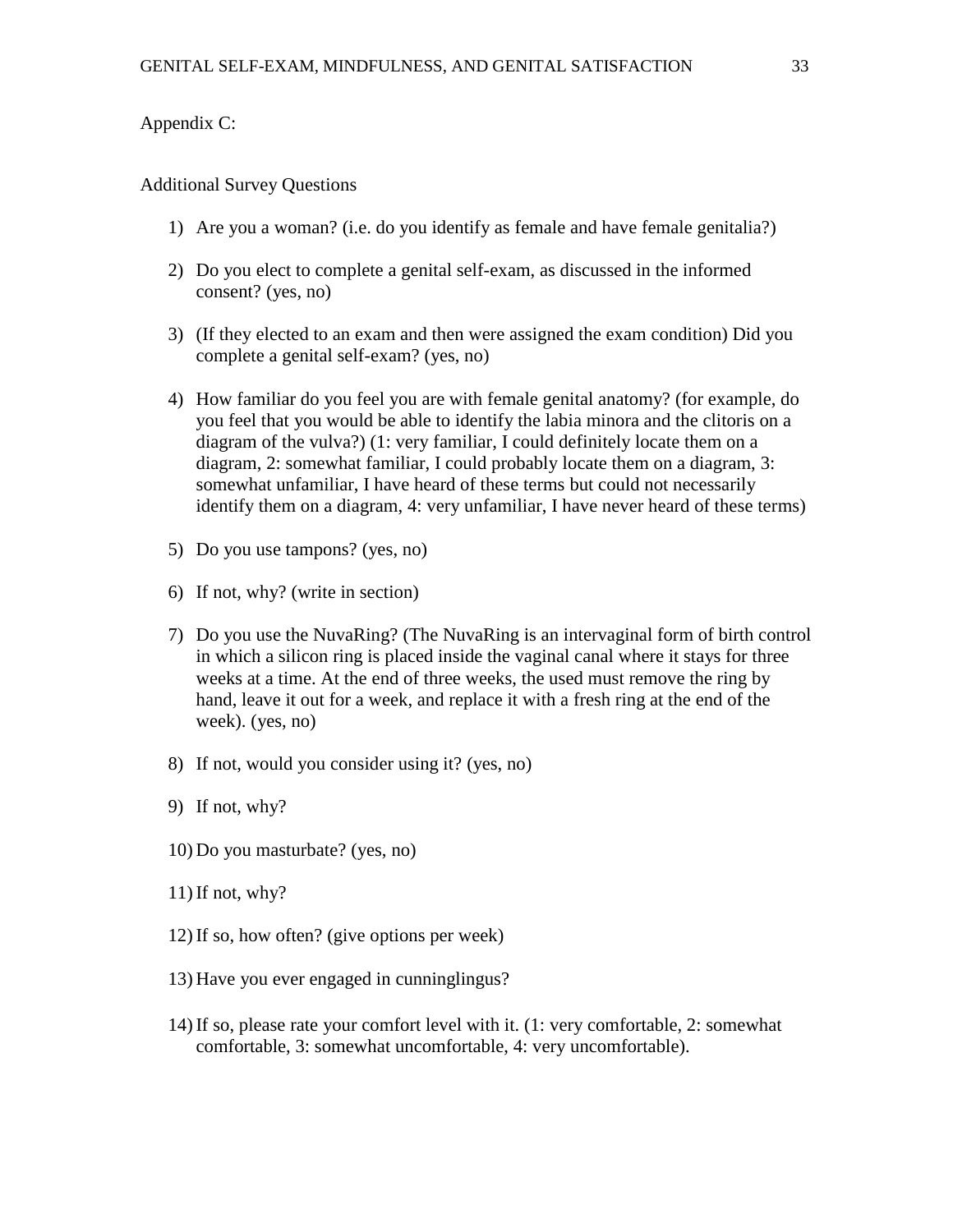Appendix C:

Additional Survey Questions

1) Are you a woman? (i.e. do you identify as female and have female genitalia?)

2) Do you elect to complete a genital self-exam, as discussed in the informed consent? (yes, no)

3) (If they elected to an exam and then were assigned the exam condition) Did you complete a genital self-exam? (yes, no)

4) How familiar do you feel you are with female genital anatomy? (for example, do you feel that you would be able to identify the labia minora and the clitoris on a diagram of the vulva?) (1: very familiar, I could definitely locate them on a diagram, 2: somewhat familiar, I could probably locate them on a diagram, 3: somewhat unfamiliar, I have heard of these terms but could not necessarily identify them on a diagram, 4: very unfamiliar, I have never heard of these terms)

5) Do you use tampons? (yes, no)

6) If not, why? (write in section)

7) Do you use the NuvaRing? (The NuvaRing is an intervaginal form of birth control in which a silicon ring is placed inside the vaginal canal where it stays for three weeks at a time. At the end of three weeks, the used must remove the ring by hand, leave it out for a week, and replace it with a fresh ring at the end of the week). (yes, no)

8) If not, would you consider using it? (yes, no)

9) If not, why?

10) Do you masturbate? (yes, no)

11) If not, why?

12) If so, how often? (give options per week)

13) Have you ever engaged in cunninglingus?

14) If so, please rate your comfort level with it. (1: very comfortable, 2: somewhat comfortable, 3: somewhat uncomfortable, 4: very uncomfortable).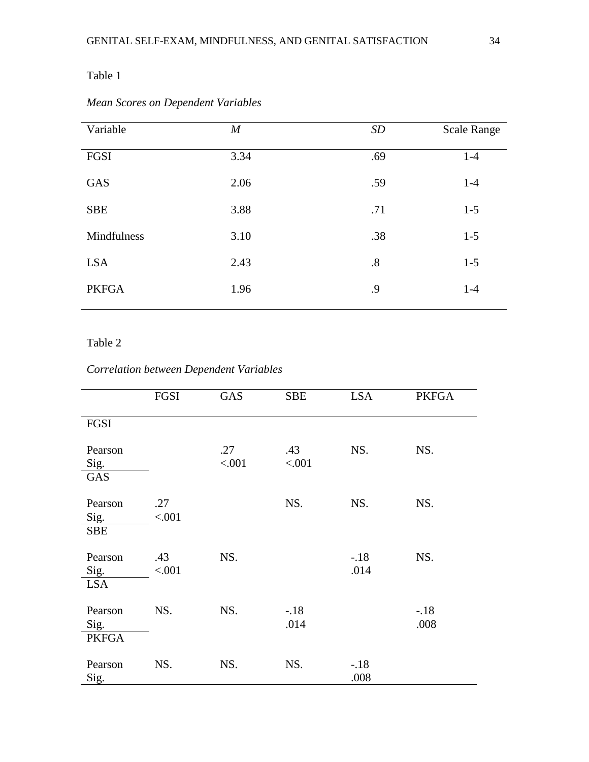Table 1

*Mean Scores on Dependent Variables*

| Variable | *M* | *SD* | Scale Range |
|---|---|---|---|
| FGSI | 3.34 | .69 | 1-4 |
| GAS | 2.06 | .59 | 1-4 |
| SBE | 3.88 | .71 | 1-5 |
| Mindfulness | 3.10 | .38 | 1-5 |
| LSA | 2.43 | .8 | 1-5 |
| PKFGA | 1.96 | .9 | 1-4 |

Table 2

*Correlation between Dependent Variables*

| | FGSI | GAS | SBE | LSA | PKFGA |
|---|---|---|---|---|---|
| FGSI | | | | | |
| Pearson<br>Sig. | | .27<br><.001 | .43<br><.001 | NS. | NS. |
| GAS | | | | | |
| Pearson<br>Sig. | .27<br><.001 | | NS. | NS. | NS. |
| SBE | | | | | |
| Pearson<br>Sig. | .43<br><.001 | NS. | | -.18<br>.014 | NS. |
| LSA | | | | | |
| Pearson<br>Sig. | NS. | NS. | -.18<br>.014 | | -.18<br>.008 |
| PKFGA | | | | | |
| Pearson<br>Sig. | NS. | NS. | NS. | -.18<br>.008 | |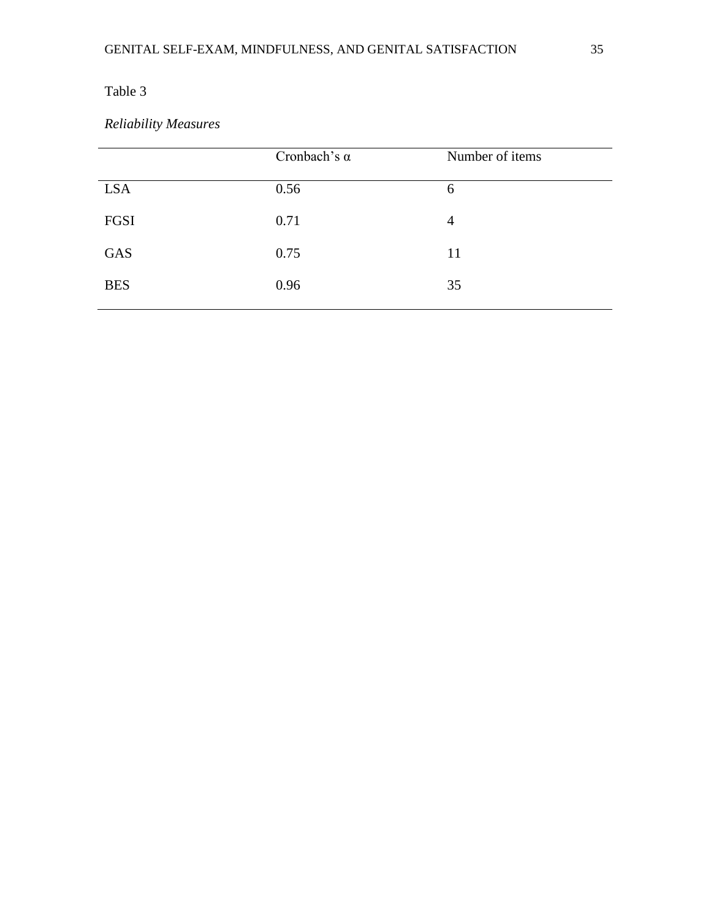Table 3

*Reliability Measures*

| | Cronbach's α | Number of items |
|---|---|---|
| LSA | 0.56 | 6 |
| FGSI | 0.71 | 4 |
| GAS | 0.75 | 11 |
| BES | 0.96 | 35 |